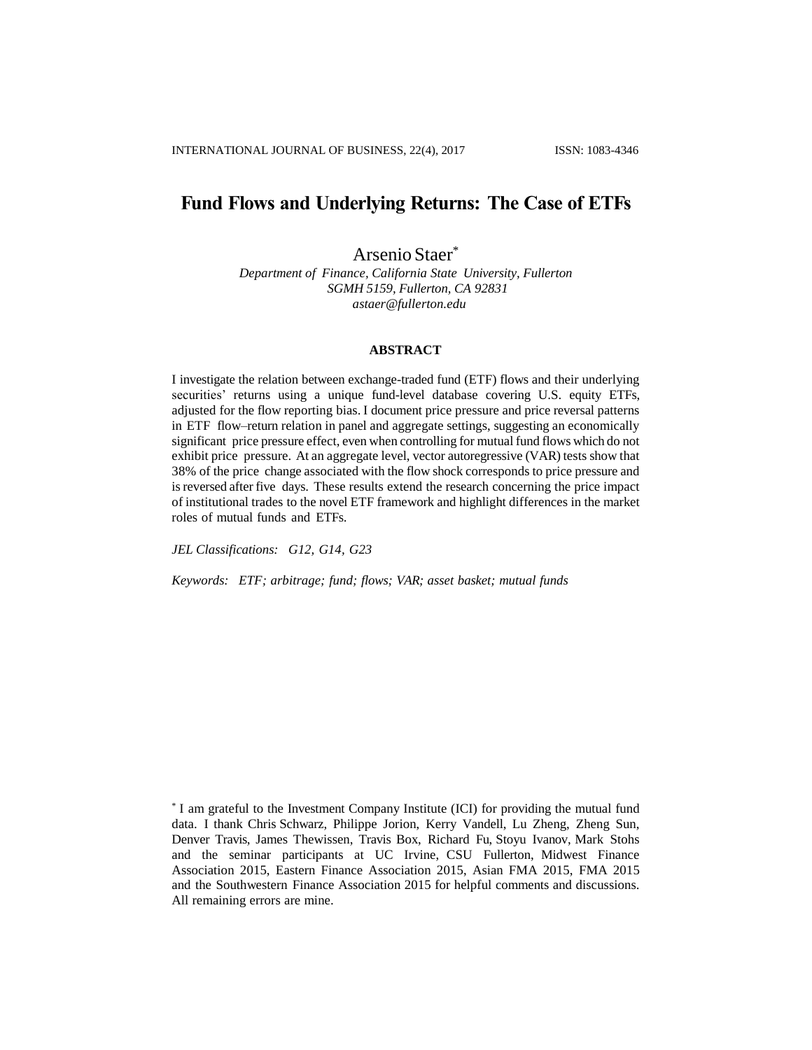# Fund Flows and Underlying Returns: The Case of ETFs

Arsenio Staer[*]

*Department of Finance, California State University, Fullerton*
*SGMH 5159, Fullerton, CA 92831*
*astaer@fullerton.edu*

## ABSTRACT

I investigate the relation between exchange-traded fund (ETF) flows and their underlying securities' returns using a unique fund-level database covering U.S. equity ETFs, adjusted for the flow reporting bias. I document price pressure and price reversal patterns in ETF flow–return relation in panel and aggregate settings, suggesting an economically significant price pressure effect, even when controlling for mutual fund flows which do not exhibit price pressure. At an aggregate level, vector autoregressive (VAR) tests show that 38% of the price change associated with the flow shock corresponds to price pressure and is reversed after five days. These results extend the research concerning the price impact of institutional trades to the novel ETF framework and highlight differences in the market roles of mutual funds and ETFs.

*JEL Classifications: G12, G14, G23*

*Keywords: ETF; arbitrage; fund; flows; VAR; asset basket; mutual funds*

[*] I am grateful to the Investment Company Institute (ICI) for providing the mutual fund data. I thank Chris Schwarz, Philippe Jorion, Kerry Vandell, Lu Zheng, Zheng Sun, Denver Travis, James Thewissen, Travis Box, Richard Fu, Stoyu Ivanov, Mark Stohs and the seminar participants at UC Irvine, CSU Fullerton, Midwest Finance Association 2015, Eastern Finance Association 2015, Asian FMA 2015, FMA 2015 and the Southwestern Finance Association 2015 for helpful comments and discussions. All remaining errors are mine.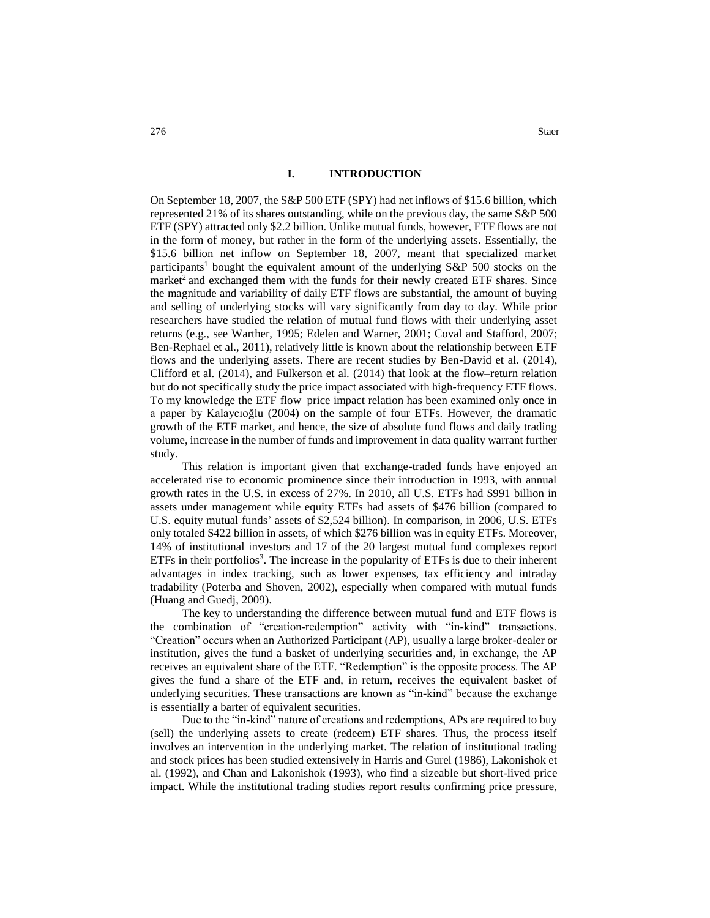# I. INTRODUCTION

On September 18, 2007, the S&P 500 ETF (SPY) had net inflows of $15.6 billion, which represented 21% of its shares outstanding, while on the previous day, the same S&P 500 ETF (SPY) attracted only $2.2 billion. Unlike mutual funds, however, ETF flows are not in the form of money, but rather in the form of the underlying assets. Essentially, the $15.6 billion net inflow on September 18, 2007, meant that specialized market participants[1] bought the equivalent amount of the underlying S&P 500 stocks on the market[2] and exchanged them with the funds for their newly created ETF shares. Since the magnitude and variability of daily ETF flows are substantial, the amount of buying and selling of underlying stocks will vary significantly from day to day. While prior researchers have studied the relation of mutual fund flows with their underlying asset returns (e.g., see Warther, 1995; Edelen and Warner, 2001; Coval and Stafford, 2007; Ben-Rephael et al., 2011), relatively little is known about the relationship between ETF flows and the underlying assets. There are recent studies by Ben-David et al. (2014), Clifford et al. (2014), and Fulkerson et al. (2014) that look at the flow–return relation but do not specifically study the price impact associated with high-frequency ETF flows. To my knowledge the ETF flow–price impact relation has been examined only once in a paper by Kalaycıoğlu (2004) on the sample of four ETFs. However, the dramatic growth of the ETF market, and hence, the size of absolute fund flows and daily trading volume, increase in the number of funds and improvement in data quality warrant further study.

This relation is important given that exchange-traded funds have enjoyed an accelerated rise to economic prominence since their introduction in 1993, with annual growth rates in the U.S. in excess of 27%. In 2010, all U.S. ETFs had $991 billion in assets under management while equity ETFs had assets of $476 billion (compared to U.S. equity mutual funds' assets of $2,524 billion). In comparison, in 2006, U.S. ETFs only totaled $422 billion in assets, of which $276 billion was in equity ETFs. Moreover, 14% of institutional investors and 17 of the 20 largest mutual fund complexes report ETFs in their portfolios[3]. The increase in the popularity of ETFs is due to their inherent advantages in index tracking, such as lower expenses, tax efficiency and intraday tradability (Poterba and Shoven, 2002), especially when compared with mutual funds (Huang and Guedj, 2009).

The key to understanding the difference between mutual fund and ETF flows is the combination of "creation-redemption" activity with "in-kind" transactions. "Creation" occurs when an Authorized Participant (AP), usually a large broker-dealer or institution, gives the fund a basket of underlying securities and, in exchange, the AP receives an equivalent share of the ETF. "Redemption" is the opposite process. The AP gives the fund a share of the ETF and, in return, receives the equivalent basket of underlying securities. These transactions are known as "in-kind" because the exchange is essentially a barter of equivalent securities.

Due to the "in-kind" nature of creations and redemptions, APs are required to buy (sell) the underlying assets to create (redeem) ETF shares. Thus, the process itself involves an intervention in the underlying market. The relation of institutional trading and stock prices has been studied extensively in Harris and Gurel (1986), Lakonishok et al. (1992), and Chan and Lakonishok (1993), who find a sizeable but short-lived price impact. While the institutional trading studies report results confirming price pressure,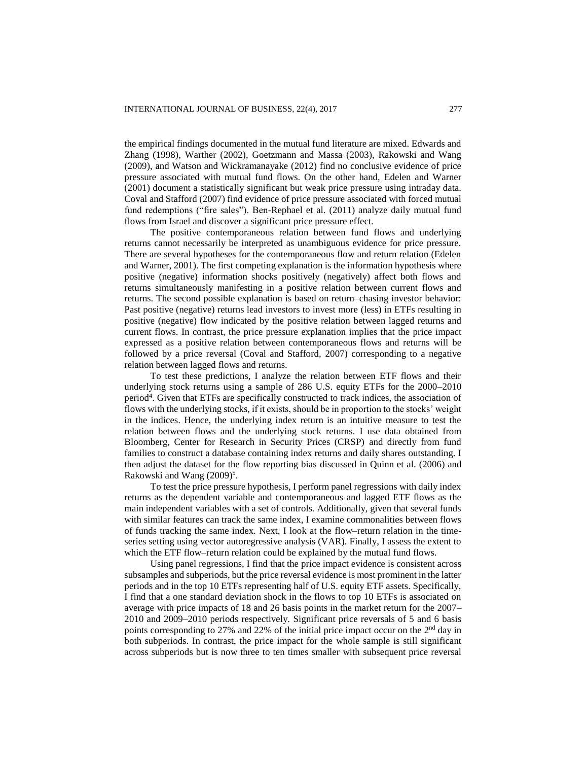the empirical findings documented in the mutual fund literature are mixed. Edwards and Zhang (1998), Warther (2002), Goetzmann and Massa (2003), Rakowski and Wang (2009), and Watson and Wickramanayake (2012) find no conclusive evidence of price pressure associated with mutual fund flows. On the other hand, Edelen and Warner (2001) document a statistically significant but weak price pressure using intraday data. Coval and Stafford (2007) find evidence of price pressure associated with forced mutual fund redemptions ("fire sales"). Ben-Rephael et al. (2011) analyze daily mutual fund flows from Israel and discover a significant price pressure effect.

The positive contemporaneous relation between fund flows and underlying returns cannot necessarily be interpreted as unambiguous evidence for price pressure. There are several hypotheses for the contemporaneous flow and return relation (Edelen and Warner, 2001). The first competing explanation is the information hypothesis where positive (negative) information shocks positively (negatively) affect both flows and returns simultaneously manifesting in a positive relation between current flows and returns. The second possible explanation is based on return–chasing investor behavior: Past positive (negative) returns lead investors to invest more (less) in ETFs resulting in positive (negative) flow indicated by the positive relation between lagged returns and current flows. In contrast, the price pressure explanation implies that the price impact expressed as a positive relation between contemporaneous flows and returns will be followed by a price reversal (Coval and Stafford, 2007) corresponding to a negative relation between lagged flows and returns.

To test these predictions, I analyze the relation between ETF flows and their underlying stock returns using a sample of 286 U.S. equity ETFs for the 2000–2010 period[4]. Given that ETFs are specifically constructed to track indices, the association of flows with the underlying stocks, if it exists, should be in proportion to the stocks' weight in the indices. Hence, the underlying index return is an intuitive measure to test the relation between flows and the underlying stock returns. I use data obtained from Bloomberg, Center for Research in Security Prices (CRSP) and directly from fund families to construct a database containing index returns and daily shares outstanding. I then adjust the dataset for the flow reporting bias discussed in Quinn et al. (2006) and Rakowski and Wang (2009)[5].

To test the price pressure hypothesis, I perform panel regressions with daily index returns as the dependent variable and contemporaneous and lagged ETF flows as the main independent variables with a set of controls. Additionally, given that several funds with similar features can track the same index, I examine commonalities between flows of funds tracking the same index. Next, I look at the flow–return relation in the time-series setting using vector autoregressive analysis (VAR). Finally, I assess the extent to which the ETF flow–return relation could be explained by the mutual fund flows.

Using panel regressions, I find that the price impact evidence is consistent across subsamples and subperiods, but the price reversal evidence is most prominent in the latter periods and in the top 10 ETFs representing half of U.S. equity ETF assets. Specifically, I find that a one standard deviation shock in the flows to top 10 ETFs is associated on average with price impacts of 18 and 26 basis points in the market return for the 2007–2010 and 2009–2010 periods respectively. Significant price reversals of 5 and 6 basis points corresponding to 27% and 22% of the initial price impact occur on the 2nd day in both subperiods. In contrast, the price impact for the whole sample is still significant across subperiods but is now three to ten times smaller with subsequent price reversal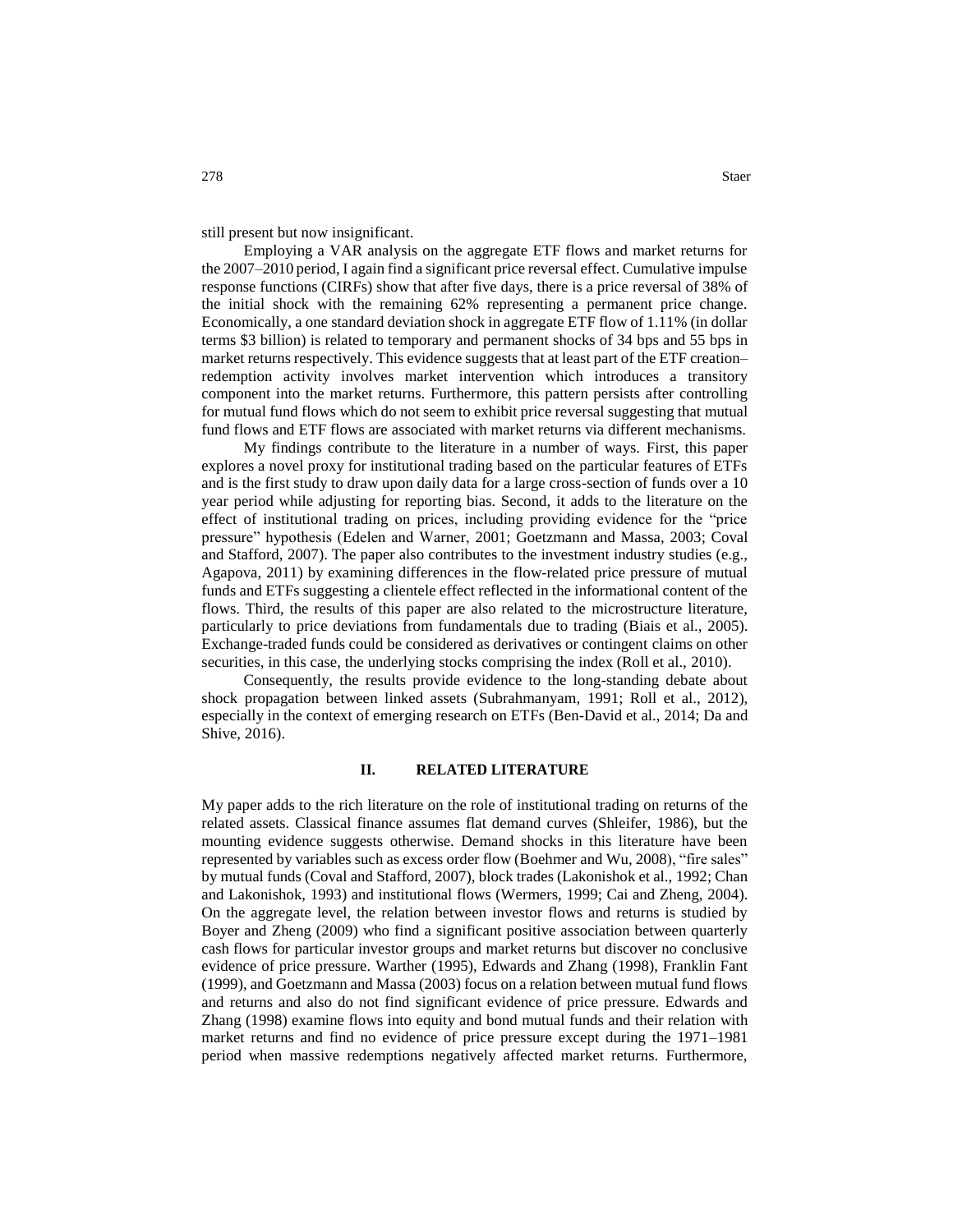still present but now insignificant.

Employing a VAR analysis on the aggregate ETF flows and market returns for the 2007–2010 period, I again find a significant price reversal effect. Cumulative impulse response functions (CIRFs) show that after five days, there is a price reversal of 38% of the initial shock with the remaining 62% representing a permanent price change. Economically, a one standard deviation shock in aggregate ETF flow of 1.11% (in dollar terms $3 billion) is related to temporary and permanent shocks of 34 bps and 55 bps in market returns respectively. This evidence suggests that at least part of the ETF creation–redemption activity involves market intervention which introduces a transitory component into the market returns. Furthermore, this pattern persists after controlling for mutual fund flows which do not seem to exhibit price reversal suggesting that mutual fund flows and ETF flows are associated with market returns via different mechanisms.

My findings contribute to the literature in a number of ways. First, this paper explores a novel proxy for institutional trading based on the particular features of ETFs and is the first study to draw upon daily data for a large cross-section of funds over a 10 year period while adjusting for reporting bias. Second, it adds to the literature on the effect of institutional trading on prices, including providing evidence for the "price pressure" hypothesis (Edelen and Warner, 2001; Goetzmann and Massa, 2003; Coval and Stafford, 2007). The paper also contributes to the investment industry studies (e.g., Agapova, 2011) by examining differences in the flow-related price pressure of mutual funds and ETFs suggesting a clientele effect reflected in the informational content of the flows. Third, the results of this paper are also related to the microstructure literature, particularly to price deviations from fundamentals due to trading (Biais et al., 2005). Exchange-traded funds could be considered as derivatives or contingent claims on other securities, in this case, the underlying stocks comprising the index (Roll et al., 2010).

Consequently, the results provide evidence to the long-standing debate about shock propagation between linked assets (Subrahmanyam, 1991; Roll et al., 2012), especially in the context of emerging research on ETFs (Ben-David et al., 2014; Da and Shive, 2016).

## II. RELATED LITERATURE

My paper adds to the rich literature on the role of institutional trading on returns of the related assets. Classical finance assumes flat demand curves (Shleifer, 1986), but the mounting evidence suggests otherwise. Demand shocks in this literature have been represented by variables such as excess order flow (Boehmer and Wu, 2008), "fire sales" by mutual funds (Coval and Stafford, 2007), block trades (Lakonishok et al., 1992; Chan and Lakonishok, 1993) and institutional flows (Wermers, 1999; Cai and Zheng, 2004). On the aggregate level, the relation between investor flows and returns is studied by Boyer and Zheng (2009) who find a significant positive association between quarterly cash flows for particular investor groups and market returns but discover no conclusive evidence of price pressure. Warther (1995), Edwards and Zhang (1998), Franklin Fant (1999), and Goetzmann and Massa (2003) focus on a relation between mutual fund flows and returns and also do not find significant evidence of price pressure. Edwards and Zhang (1998) examine flows into equity and bond mutual funds and their relation with market returns and find no evidence of price pressure except during the 1971–1981 period when massive redemptions negatively affected market returns. Furthermore,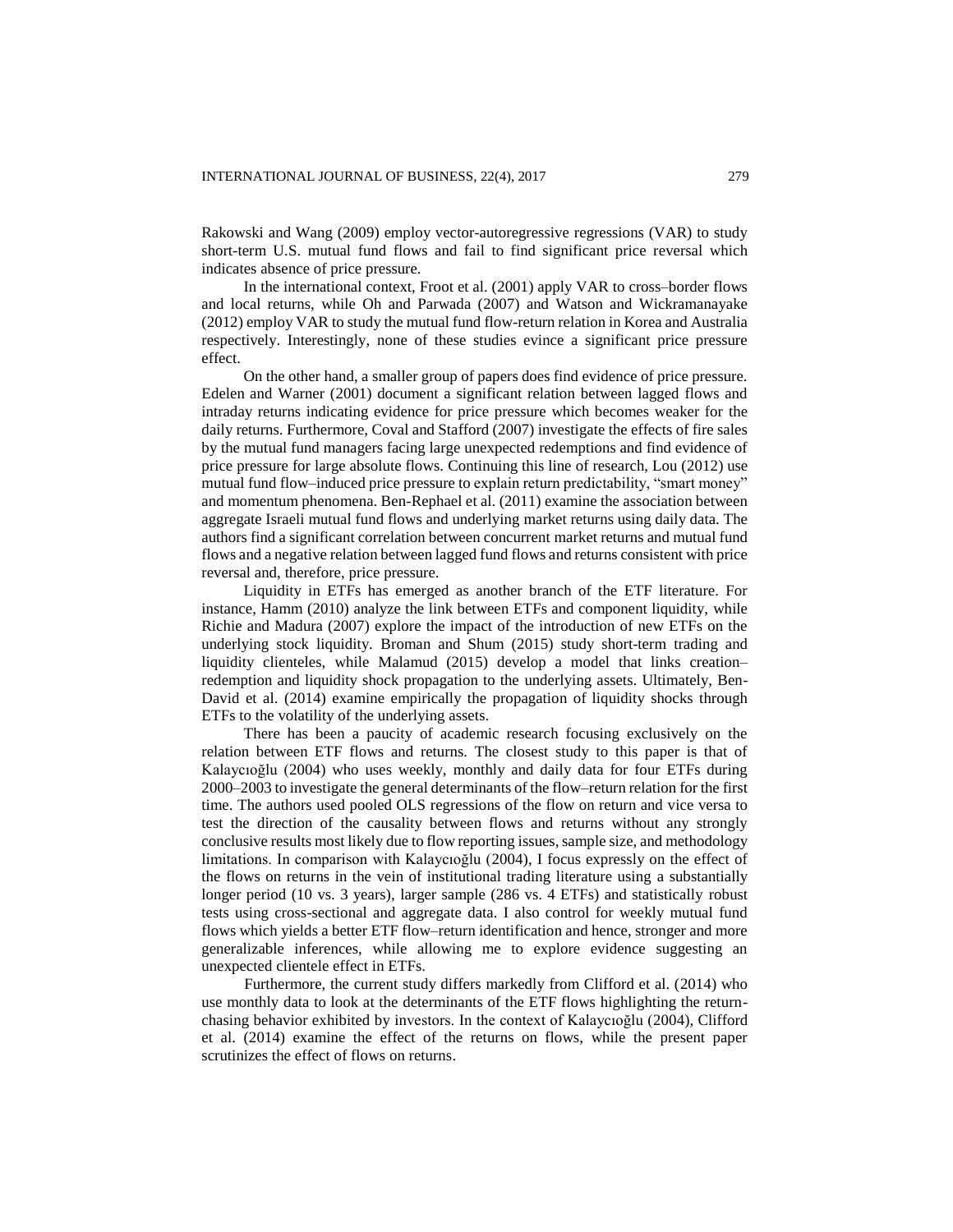Rakowski and Wang (2009) employ vector-autoregressive regressions (VAR) to study short-term U.S. mutual fund flows and fail to find significant price reversal which indicates absence of price pressure.

In the international context, Froot et al. (2001) apply VAR to cross–border flows and local returns, while Oh and Parwada (2007) and Watson and Wickramanayake (2012) employ VAR to study the mutual fund flow-return relation in Korea and Australia respectively. Interestingly, none of these studies evince a significant price pressure effect.

On the other hand, a smaller group of papers does find evidence of price pressure. Edelen and Warner (2001) document a significant relation between lagged flows and intraday returns indicating evidence for price pressure which becomes weaker for the daily returns. Furthermore, Coval and Stafford (2007) investigate the effects of fire sales by the mutual fund managers facing large unexpected redemptions and find evidence of price pressure for large absolute flows. Continuing this line of research, Lou (2012) use mutual fund flow–induced price pressure to explain return predictability, "smart money" and momentum phenomena. Ben-Rephael et al. (2011) examine the association between aggregate Israeli mutual fund flows and underlying market returns using daily data. The authors find a significant correlation between concurrent market returns and mutual fund flows and a negative relation between lagged fund flows and returns consistent with price reversal and, therefore, price pressure.

Liquidity in ETFs has emerged as another branch of the ETF literature. For instance, Hamm (2010) analyze the link between ETFs and component liquidity, while Richie and Madura (2007) explore the impact of the introduction of new ETFs on the underlying stock liquidity. Broman and Shum (2015) study short-term trading and liquidity clienteles, while Malamud (2015) develop a model that links creation–redemption and liquidity shock propagation to the underlying assets. Ultimately, Ben-David et al. (2014) examine empirically the propagation of liquidity shocks through ETFs to the volatility of the underlying assets.

There has been a paucity of academic research focusing exclusively on the relation between ETF flows and returns. The closest study to this paper is that of Kalaycıoğlu (2004) who uses weekly, monthly and daily data for four ETFs during 2000–2003 to investigate the general determinants of the flow–return relation for the first time. The authors used pooled OLS regressions of the flow on return and vice versa to test the direction of the causality between flows and returns without any strongly conclusive results most likely due to flow reporting issues, sample size, and methodology limitations. In comparison with Kalaycıoğlu (2004), I focus expressly on the effect of the flows on returns in the vein of institutional trading literature using a substantially longer period (10 vs. 3 years), larger sample (286 vs. 4 ETFs) and statistically robust tests using cross-sectional and aggregate data. I also control for weekly mutual fund flows which yields a better ETF flow–return identification and hence, stronger and more generalizable inferences, while allowing me to explore evidence suggesting an unexpected clientele effect in ETFs.

Furthermore, the current study differs markedly from Clifford et al. (2014) who use monthly data to look at the determinants of the ETF flows highlighting the return-chasing behavior exhibited by investors. In the context of Kalaycıoğlu (2004), Clifford et al. (2014) examine the effect of the returns on flows, while the present paper scrutinizes the effect of flows on returns.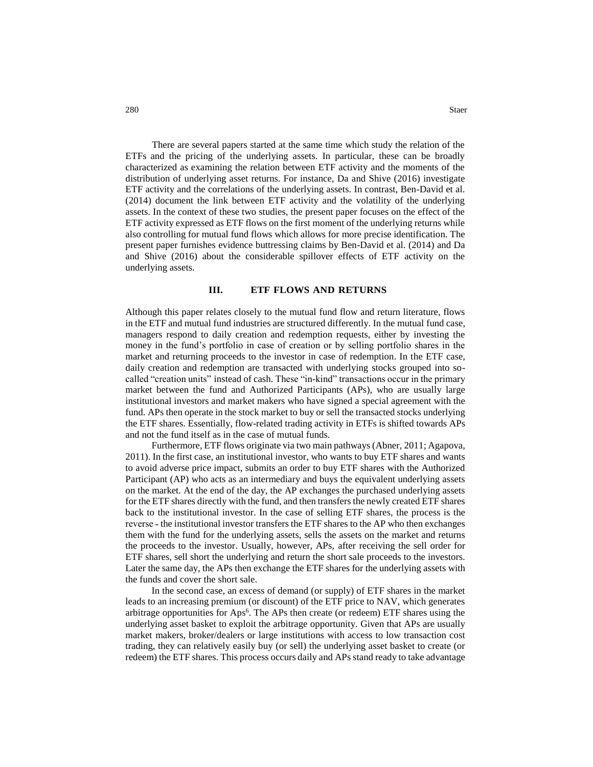There are several papers started at the same time which study the relation of the ETFs and the pricing of the underlying assets. In particular, these can be broadly characterized as examining the relation between ETF activity and the moments of the distribution of underlying asset returns. For instance, Da and Shive (2016) investigate ETF activity and the correlations of the underlying assets. In contrast, Ben-David et al. (2014) document the link between ETF activity and the volatility of the underlying assets. In the context of these two studies, the present paper focuses on the effect of the ETF activity expressed as ETF flows on the first moment of the underlying returns while also controlling for mutual fund flows which allows for more precise identification. The present paper furnishes evidence buttressing claims by Ben-David et al. (2014) and Da and Shive (2016) about the considerable spillover effects of ETF activity on the underlying assets.

## III. ETF FLOWS AND RETURNS

Although this paper relates closely to the mutual fund flow and return literature, flows in the ETF and mutual fund industries are structured differently. In the mutual fund case, managers respond to daily creation and redemption requests, either by investing the money in the fund's portfolio in case of creation or by selling portfolio shares in the market and returning proceeds to the investor in case of redemption. In the ETF case, daily creation and redemption are transacted with underlying stocks grouped into so-called "creation units" instead of cash. These "in-kind" transactions occur in the primary market between the fund and Authorized Participants (APs), who are usually large institutional investors and market makers who have signed a special agreement with the fund. APs then operate in the stock market to buy or sell the transacted stocks underlying the ETF shares. Essentially, flow-related trading activity in ETFs is shifted towards APs and not the fund itself as in the case of mutual funds.

Furthermore, ETF flows originate via two main pathways (Abner, 2011; Agapova, 2011). In the first case, an institutional investor, who wants to buy ETF shares and wants to avoid adverse price impact, submits an order to buy ETF shares with the Authorized Participant (AP) who acts as an intermediary and buys the equivalent underlying assets on the market. At the end of the day, the AP exchanges the purchased underlying assets for the ETF shares directly with the fund, and then transfers the newly created ETF shares back to the institutional investor. In the case of selling ETF shares, the process is the reverse - the institutional investor transfers the ETF shares to the AP who then exchanges them with the fund for the underlying assets, sells the assets on the market and returns the proceeds to the investor. Usually, however, APs, after receiving the sell order for ETF shares, sell short the underlying and return the short sale proceeds to the investors. Later the same day, the APs then exchange the ETF shares for the underlying assets with the funds and cover the short sale.

In the second case, an excess of demand (or supply) of ETF shares in the market leads to an increasing premium (or discount) of the ETF price to NAV, which generates arbitrage opportunities for Aps[6]. The APs then create (or redeem) ETF shares using the underlying asset basket to exploit the arbitrage opportunity. Given that APs are usually market makers, broker/dealers or large institutions with access to low transaction cost trading, they can relatively easily buy (or sell) the underlying asset basket to create (or redeem) the ETF shares. This process occurs daily and APs stand ready to take advantage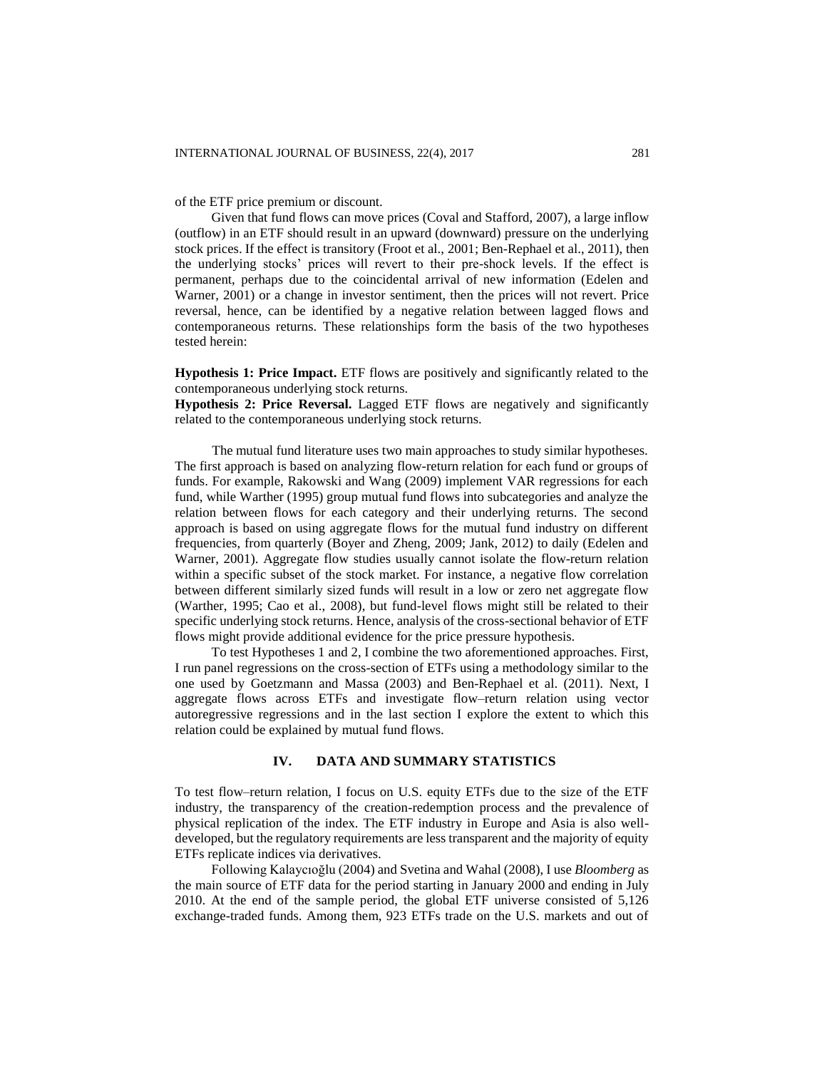of the ETF price premium or discount.

Given that fund flows can move prices (Coval and Stafford, 2007), a large inflow (outflow) in an ETF should result in an upward (downward) pressure on the underlying stock prices. If the effect is transitory (Froot et al., 2001; Ben-Rephael et al., 2011), then the underlying stocks' prices will revert to their pre-shock levels. If the effect is permanent, perhaps due to the coincidental arrival of new information (Edelen and Warner, 2001) or a change in investor sentiment, then the prices will not revert. Price reversal, hence, can be identified by a negative relation between lagged flows and contemporaneous returns. These relationships form the basis of the two hypotheses tested herein:

**Hypothesis 1: Price Impact.** ETF flows are positively and significantly related to the contemporaneous underlying stock returns.

**Hypothesis 2: Price Reversal.** Lagged ETF flows are negatively and significantly related to the contemporaneous underlying stock returns.

The mutual fund literature uses two main approaches to study similar hypotheses. The first approach is based on analyzing flow-return relation for each fund or groups of funds. For example, Rakowski and Wang (2009) implement VAR regressions for each fund, while Warther (1995) group mutual fund flows into subcategories and analyze the relation between flows for each category and their underlying returns. The second approach is based on using aggregate flows for the mutual fund industry on different frequencies, from quarterly (Boyer and Zheng, 2009; Jank, 2012) to daily (Edelen and Warner, 2001). Aggregate flow studies usually cannot isolate the flow-return relation within a specific subset of the stock market. For instance, a negative flow correlation between different similarly sized funds will result in a low or zero net aggregate flow (Warther, 1995; Cao et al., 2008), but fund-level flows might still be related to their specific underlying stock returns. Hence, analysis of the cross-sectional behavior of ETF flows might provide additional evidence for the price pressure hypothesis.

To test Hypotheses 1 and 2, I combine the two aforementioned approaches. First, I run panel regressions on the cross-section of ETFs using a methodology similar to the one used by Goetzmann and Massa (2003) and Ben-Rephael et al. (2011). Next, I aggregate flows across ETFs and investigate flow–return relation using vector autoregressive regressions and in the last section I explore the extent to which this relation could be explained by mutual fund flows.

## IV. DATA AND SUMMARY STATISTICS

To test flow–return relation, I focus on U.S. equity ETFs due to the size of the ETF industry, the transparency of the creation-redemption process and the prevalence of physical replication of the index. The ETF industry in Europe and Asia is also well-developed, but the regulatory requirements are less transparent and the majority of equity ETFs replicate indices via derivatives.

Following Kalaycıoğlu (2004) and Svetina and Wahal (2008), I use *Bloomberg* as the main source of ETF data for the period starting in January 2000 and ending in July 2010. At the end of the sample period, the global ETF universe consisted of 5,126 exchange-traded funds. Among them, 923 ETFs trade on the U.S. markets and out of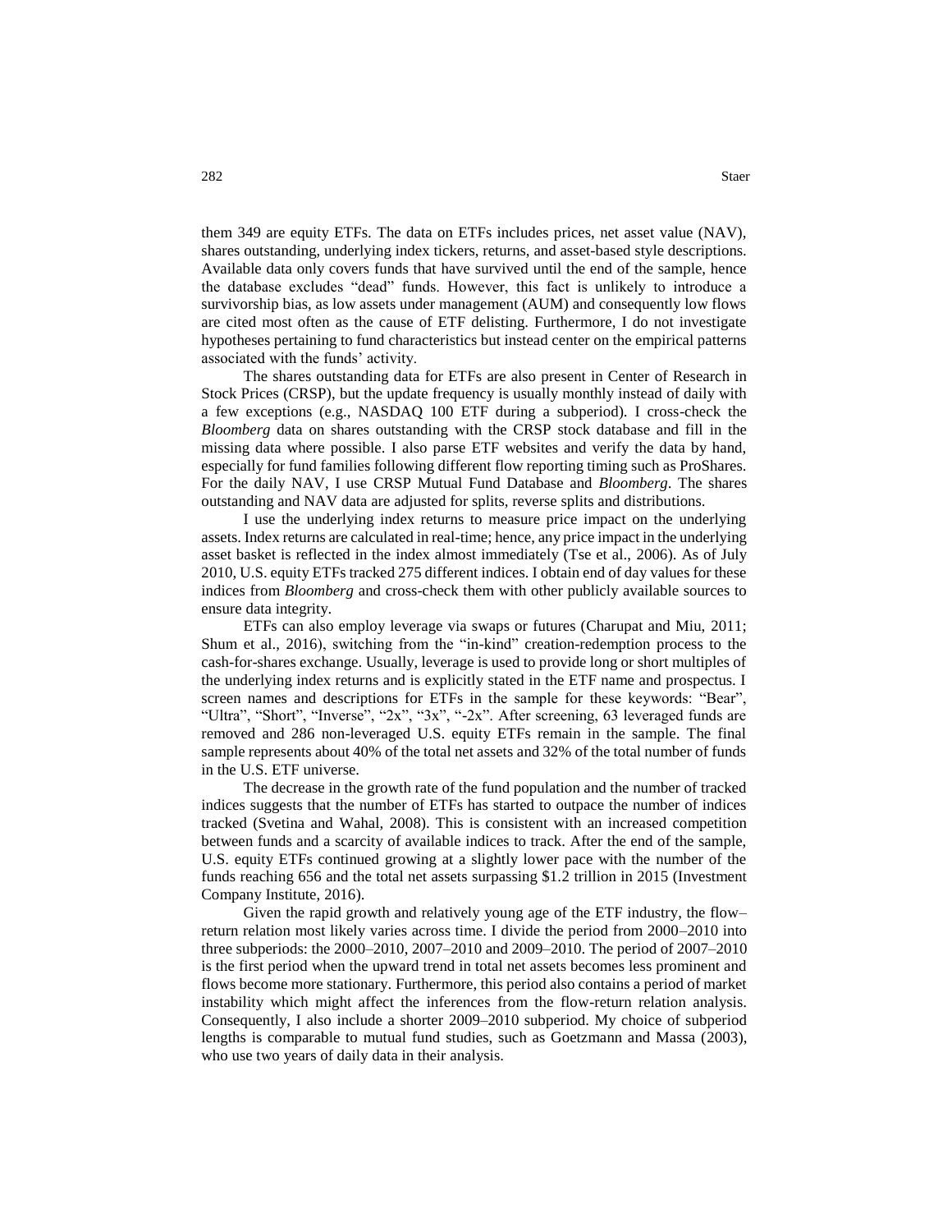them 349 are equity ETFs. The data on ETFs includes prices, net asset value (NAV), shares outstanding, underlying index tickers, returns, and asset-based style descriptions. Available data only covers funds that have survived until the end of the sample, hence the database excludes "dead" funds. However, this fact is unlikely to introduce a survivorship bias, as low assets under management (AUM) and consequently low flows are cited most often as the cause of ETF delisting. Furthermore, I do not investigate hypotheses pertaining to fund characteristics but instead center on the empirical patterns associated with the funds' activity.

The shares outstanding data for ETFs are also present in Center of Research in Stock Prices (CRSP), but the update frequency is usually monthly instead of daily with a few exceptions (e.g., NASDAQ 100 ETF during a subperiod). I cross-check the *Bloomberg* data on shares outstanding with the CRSP stock database and fill in the missing data where possible. I also parse ETF websites and verify the data by hand, especially for fund families following different flow reporting timing such as ProShares. For the daily NAV, I use CRSP Mutual Fund Database and *Bloomberg*. The shares outstanding and NAV data are adjusted for splits, reverse splits and distributions.

I use the underlying index returns to measure price impact on the underlying assets. Index returns are calculated in real-time; hence, any price impact in the underlying asset basket is reflected in the index almost immediately (Tse et al., 2006). As of July 2010, U.S. equity ETFs tracked 275 different indices. I obtain end of day values for these indices from *Bloomberg* and cross-check them with other publicly available sources to ensure data integrity.

ETFs can also employ leverage via swaps or futures (Charupat and Miu, 2011; Shum et al., 2016), switching from the "in-kind" creation-redemption process to the cash-for-shares exchange. Usually, leverage is used to provide long or short multiples of the underlying index returns and is explicitly stated in the ETF name and prospectus. I screen names and descriptions for ETFs in the sample for these keywords: "Bear", "Ultra", "Short", "Inverse", "2x", "3x", "-2x". After screening, 63 leveraged funds are removed and 286 non-leveraged U.S. equity ETFs remain in the sample. The final sample represents about 40% of the total net assets and 32% of the total number of funds in the U.S. ETF universe.

The decrease in the growth rate of the fund population and the number of tracked indices suggests that the number of ETFs has started to outpace the number of indices tracked (Svetina and Wahal, 2008). This is consistent with an increased competition between funds and a scarcity of available indices to track. After the end of the sample, U.S. equity ETFs continued growing at a slightly lower pace with the number of the funds reaching 656 and the total net assets surpassing $1.2 trillion in 2015 (Investment Company Institute, 2016).

Given the rapid growth and relatively young age of the ETF industry, the flow–return relation most likely varies across time. I divide the period from 2000–2010 into three subperiods: the 2000–2010, 2007–2010 and 2009–2010. The period of 2007–2010 is the first period when the upward trend in total net assets becomes less prominent and flows become more stationary. Furthermore, this period also contains a period of market instability which might affect the inferences from the flow-return relation analysis. Consequently, I also include a shorter 2009–2010 subperiod. My choice of subperiod lengths is comparable to mutual fund studies, such as Goetzmann and Massa (2003), who use two years of daily data in their analysis.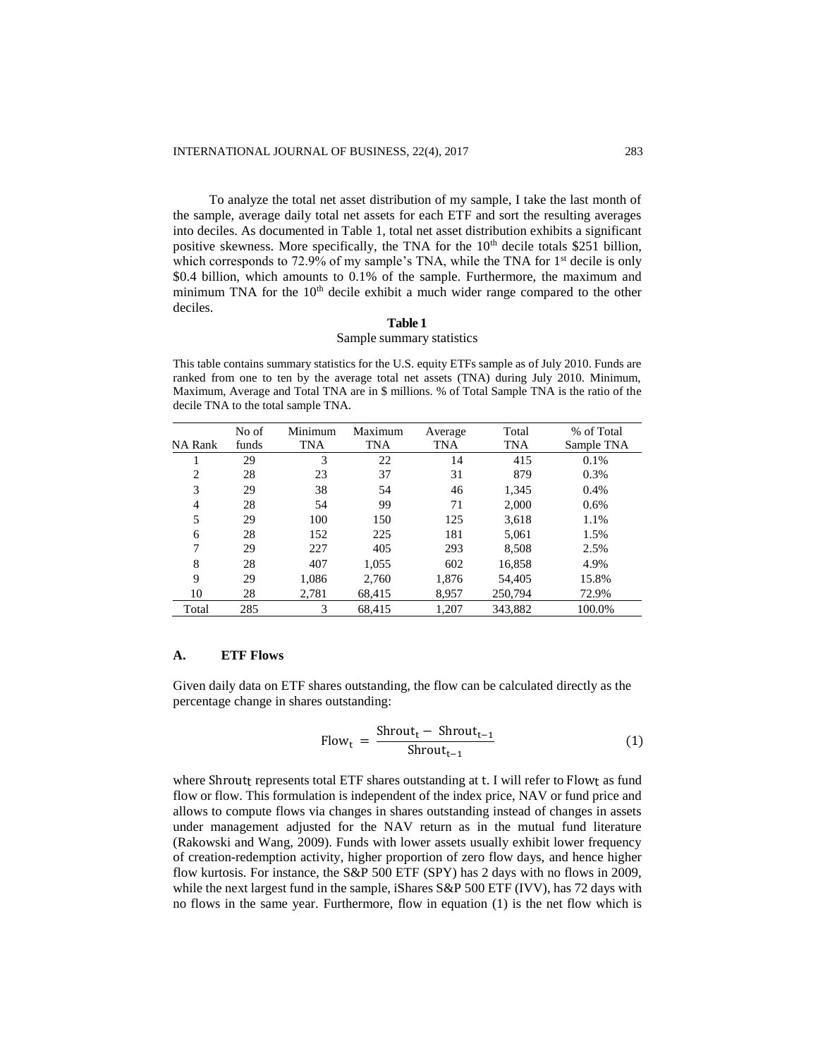To analyze the total net asset distribution of my sample, I take the last month of the sample, average daily total net assets for each ETF and sort the resulting averages into deciles. As documented in Table 1, total net asset distribution exhibits a significant positive skewness. More specifically, the TNA for the 10th decile totals \$251 billion, which corresponds to 72.9% of my sample's TNA, while the TNA for 1st decile is only \$0.4 billion, which amounts to 0.1% of the sample. Furthermore, the maximum and minimum TNA for the 10th decile exhibit a much wider range compared to the other deciles.

**Table 1**

Sample summary statistics

This table contains summary statistics for the U.S. equity ETFs sample as of July 2010. Funds are ranked from one to ten by the average total net assets (TNA) during July 2010. Minimum, Maximum, Average and Total TNA are in \$ millions. % of Total Sample TNA is the ratio of the decile TNA to the total sample TNA.

| NA Rank | No of funds | Minimum TNA | Maximum TNA | Average TNA | Total TNA | % of Total Sample TNA |
|---|---|---|---|---|---|---|
| 1 | 29 | 3 | 22 | 14 | 415 | 0.1% |
| 2 | 28 | 23 | 37 | 31 | 879 | 0.3% |
| 3 | 29 | 38 | 54 | 46 | 1,345 | 0.4% |
| 4 | 28 | 54 | 99 | 71 | 2,000 | 0.6% |
| 5 | 29 | 100 | 150 | 125 | 3,618 | 1.1% |
| 6 | 28 | 152 | 225 | 181 | 5,061 | 1.5% |
| 7 | 29 | 227 | 405 | 293 | 8,508 | 2.5% |
| 8 | 28 | 407 | 1,055 | 602 | 16,858 | 4.9% |
| 9 | 29 | 1,086 | 2,760 | 1,876 | 54,405 | 15.8% |
| 10 | 28 | 2,781 | 68,415 | 8,957 | 250,794 | 72.9% |
| Total | 285 | 3 | 68,415 | 1,207 | 343,882 | 100.0% |

### A. ETF Flows

Given daily data on ETF shares outstanding, the flow can be calculated directly as the percentage change in shares outstanding:

$$\text{Flow}_t = \frac{\text{Shrout}_t - \text{Shrout}_{t-1}}{\text{Shrout}_{t-1}} \tag{1}$$

where $\text{Shrout}_t$ represents total ETF shares outstanding at t. I will refer to $\text{Flow}_t$ as fund flow or flow. This formulation is independent of the index price, NAV or fund price and allows to compute flows via changes in shares outstanding instead of changes in assets under management adjusted for the NAV return as in the mutual fund literature (Rakowski and Wang, 2009). Funds with lower assets usually exhibit lower frequency of creation-redemption activity, higher proportion of zero flow days, and hence higher flow kurtosis. For instance, the S&P 500 ETF (SPY) has 2 days with no flows in 2009, while the next largest fund in the sample, iShares S&P 500 ETF (IVV), has 72 days with no flows in the same year. Furthermore, flow in equation (1) is the net flow which is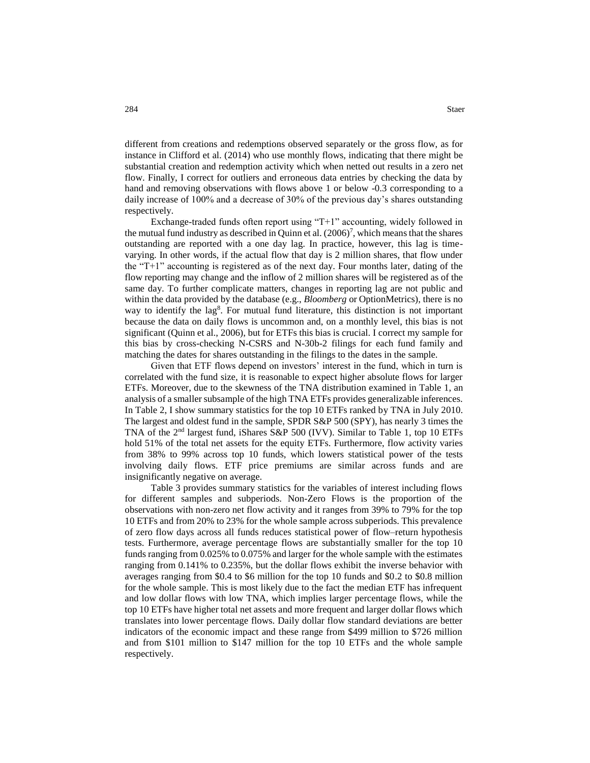different from creations and redemptions observed separately or the gross flow, as for instance in Clifford et al. (2014) who use monthly flows, indicating that there might be substantial creation and redemption activity which when netted out results in a zero net flow. Finally, I correct for outliers and erroneous data entries by checking the data by hand and removing observations with flows above 1 or below -0.3 corresponding to a daily increase of 100% and a decrease of 30% of the previous day's shares outstanding respectively.

Exchange-traded funds often report using "T+1" accounting, widely followed in the mutual fund industry as described in Quinn et al. (2006)[7], which means that the shares outstanding are reported with a one day lag. In practice, however, this lag is time-varying. In other words, if the actual flow that day is 2 million shares, that flow under the "T+1" accounting is registered as of the next day. Four months later, dating of the flow reporting may change and the inflow of 2 million shares will be registered as of the same day. To further complicate matters, changes in reporting lag are not public and within the data provided by the database (e.g., *Bloomberg* or OptionMetrics), there is no way to identify the lag[8]. For mutual fund literature, this distinction is not important because the data on daily flows is uncommon and, on a monthly level, this bias is not significant (Quinn et al., 2006), but for ETFs this bias is crucial. I correct my sample for this bias by cross-checking N-CSRS and N-30b-2 filings for each fund family and matching the dates for shares outstanding in the filings to the dates in the sample.

Given that ETF flows depend on investors' interest in the fund, which in turn is correlated with the fund size, it is reasonable to expect higher absolute flows for larger ETFs. Moreover, due to the skewness of the TNA distribution examined in Table 1, an analysis of a smaller subsample of the high TNA ETFs provides generalizable inferences. In Table 2, I show summary statistics for the top 10 ETFs ranked by TNA in July 2010. The largest and oldest fund in the sample, SPDR S&P 500 (SPY), has nearly 3 times the TNA of the 2nd largest fund, iShares S&P 500 (IVV). Similar to Table 1, top 10 ETFs hold 51% of the total net assets for the equity ETFs. Furthermore, flow activity varies from 38% to 99% across top 10 funds, which lowers statistical power of the tests involving daily flows. ETF price premiums are similar across funds and are insignificantly negative on average.

Table 3 provides summary statistics for the variables of interest including flows for different samples and subperiods. Non-Zero Flows is the proportion of the observations with non-zero net flow activity and it ranges from 39% to 79% for the top 10 ETFs and from 20% to 23% for the whole sample across subperiods. This prevalence of zero flow days across all funds reduces statistical power of flow–return hypothesis tests. Furthermore, average percentage flows are substantially smaller for the top 10 funds ranging from 0.025% to 0.075% and larger for the whole sample with the estimates ranging from 0.141% to 0.235%, but the dollar flows exhibit the inverse behavior with averages ranging from \$0.4 to \$6 million for the top 10 funds and \$0.2 to \$0.8 million for the whole sample. This is most likely due to the fact the median ETF has infrequent and low dollar flows with low TNA, which implies larger percentage flows, while the top 10 ETFs have higher total net assets and more frequent and larger dollar flows which translates into lower percentage flows. Daily dollar flow standard deviations are better indicators of the economic impact and these range from \$499 million to \$726 million and from \$101 million to \$147 million for the top 10 ETFs and the whole sample respectively.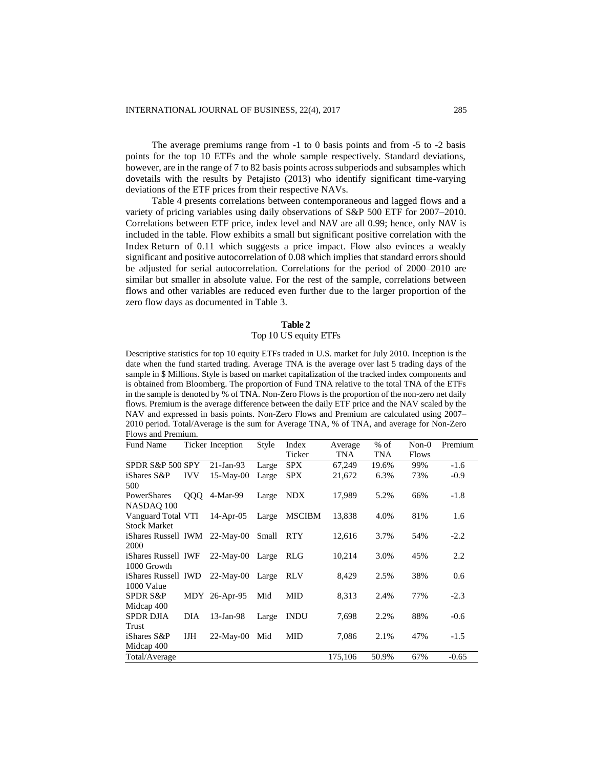The average premiums range from -1 to 0 basis points and from -5 to -2 basis points for the top 10 ETFs and the whole sample respectively. Standard deviations, however, are in the range of 7 to 82 basis points across subperiods and subsamples which dovetails with the results by Petajisto (2013) who identify significant time-varying deviations of the ETF prices from their respective NAVs.

Table 4 presents correlations between contemporaneous and lagged flows and a variety of pricing variables using daily observations of S&P 500 ETF for 2007–2010. Correlations between ETF price, index level and NAV are all 0.99; hence, only NAV is included in the table. Flow exhibits a small but significant positive correlation with the Index Return of 0.11 which suggests a price impact. Flow also evinces a weakly significant and positive autocorrelation of 0.08 which implies that standard errors should be adjusted for serial autocorrelation. Correlations for the period of 2000–2010 are similar but smaller in absolute value. For the rest of the sample, correlations between flows and other variables are reduced even further due to the larger proportion of the zero flow days as documented in Table 3.

**Table 2**
Top 10 US equity ETFs

Descriptive statistics for top 10 equity ETFs traded in U.S. market for July 2010. Inception is the date when the fund started trading. Average TNA is the average over last 5 trading days of the sample in $ Millions. Style is based on market capitalization of the tracked index components and is obtained from Bloomberg. The proportion of Fund TNA relative to the total TNA of the ETFs in the sample is denoted by % of TNA. Non-Zero Flows is the proportion of the non-zero net daily flows. Premium is the average difference between the daily ETF price and the NAV scaled by the NAV and expressed in basis points. Non-Zero Flows and Premium are calculated using 2007–2010 period. Total/Average is the sum for Average TNA, % of TNA, and average for Non-Zero Flows and Premium.

| Fund Name | Ticker | Inception | Style | Index Ticker | Average TNA | % of TNA | Non-0 Flows | Premium |
|---|---|---|---|---|---|---|---|---|
| SPDR S&P 500 | SPY | 21-Jan-93 | Large | SPX | 67,249 | 19.6% | 99% | -1.6 |
| iShares S&P 500 | IVV | 15-May-00 | Large | SPX | 21,672 | 6.3% | 73% | -0.9 |
| PowerShares NASDAQ 100 | QQQ | 4-Mar-99 | Large | NDX | 17,989 | 5.2% | 66% | -1.8 |
| Vanguard Total Stock Market | VTI | 14-Apr-05 | Large | MSCIBM | 13,838 | 4.0% | 81% | 1.6 |
| iShares Russell 2000 | IWM | 22-May-00 | Small | RTY | 12,616 | 3.7% | 54% | -2.2 |
| iShares Russell 1000 Growth | IWF | 22-May-00 | Large | RLG | 10,214 | 3.0% | 45% | 2.2 |
| iShares Russell 1000 Value | IWD | 22-May-00 | Large | RLV | 8,429 | 2.5% | 38% | 0.6 |
| SPDR S&P Midcap 400 | MDY | 26-Apr-95 | Mid | MID | 8,313 | 2.4% | 77% | -2.3 |
| SPDR DJIA Trust | DIA | 13-Jan-98 | Large | INDU | 7,698 | 2.2% | 88% | -0.6 |
| iShares S&P Midcap 400 | IJH | 22-May-00 | Mid | MID | 7,086 | 2.1% | 47% | -1.5 |
| Total/Average | | | | | 175,106 | 50.9% | 67% | -0.65 |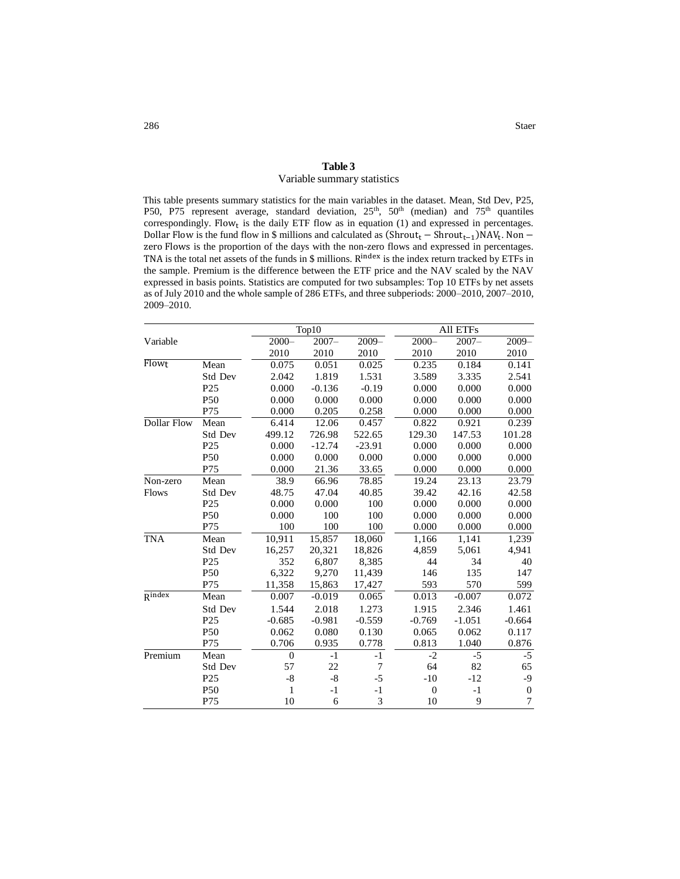**Table 3**

Variable summary statistics

This table presents summary statistics for the main variables in the dataset. Mean, Std Dev, P25, P50, P75 represent average, standard deviation, 25th, 50th (median) and 75th quantiles correspondingly. $\text{Flow}_t$ is the daily ETF flow as in equation (1) and expressed in percentages. Dollar Flow is the fund flow in \$ millions and calculated as $(\text{Shrout}_t - \text{Shrout}_{t-1})\text{NAV}_t$. Non-zero Flows is the proportion of the days with the non-zero flows and expressed in percentages. TNA is the total net assets of the funds in \$ millions. $R^{index}$ is the index return tracked by ETFs in the sample. Premium is the difference between the ETF price and the NAV scaled by the NAV expressed in basis points. Statistics are computed for two subsamples: Top 10 ETFs by net assets as of July 2010 and the whole sample of 286 ETFs, and three subperiods: 2000–2010, 2007–2010, 2009–2010.

| Variable | | Top10 | | | All ETFs | | |
|---|---|---|---|---|---|---|---|
| | | 2000–2010 | 2007–2010 | 2009–2010 | 2000–2010 | 2007–2010 | 2009–2010 |
| $\text{Flow}_t$ | Mean | 0.075 | 0.051 | 0.025 | 0.235 | 0.184 | 0.141 |
| | Std Dev | 2.042 | 1.819 | 1.531 | 3.589 | 3.335 | 2.541 |
| | P25 | 0.000 | -0.136 | -0.19 | 0.000 | 0.000 | 0.000 |
| | P50 | 0.000 | 0.000 | 0.000 | 0.000 | 0.000 | 0.000 |
| | P75 | 0.000 | 0.205 | 0.258 | 0.000 | 0.000 | 0.000 |
| Dollar Flow | Mean | 6.414 | 12.06 | 0.457 | 0.822 | 0.921 | 0.239 |
| | Std Dev | 499.12 | 726.98 | 522.65 | 129.30 | 147.53 | 101.28 |
| | P25 | 0.000 | -12.74 | -23.91 | 0.000 | 0.000 | 0.000 |
| | P50 | 0.000 | 0.000 | 0.000 | 0.000 | 0.000 | 0.000 |
| | P75 | 0.000 | 21.36 | 33.65 | 0.000 | 0.000 | 0.000 |
| Non-zero Flows | Mean | 38.9 | 66.96 | 78.85 | 19.24 | 23.13 | 23.79 |
| | Std Dev | 48.75 | 47.04 | 40.85 | 39.42 | 42.16 | 42.58 |
| | P25 | 0.000 | 0.000 | 100 | 0.000 | 0.000 | 0.000 |
| | P50 | 0.000 | 100 | 100 | 0.000 | 0.000 | 0.000 |
| | P75 | 100 | 100 | 100 | 0.000 | 0.000 | 0.000 |
| TNA | Mean | 10,911 | 15,857 | 18,060 | 1,166 | 1,141 | 1,239 |
| | Std Dev | 16,257 | 20,321 | 18,826 | 4,859 | 5,061 | 4,941 |
| | P25 | 352 | 6,807 | 8,385 | 44 | 34 | 40 |
| | P50 | 6,322 | 9,270 | 11,439 | 146 | 135 | 147 |
| | P75 | 11,358 | 15,863 | 17,427 | 593 | 570 | 599 |
| $R^{index}$ | Mean | 0.007 | -0.019 | 0.065 | 0.013 | -0.007 | 0.072 |
| | Std Dev | 1.544 | 2.018 | 1.273 | 1.915 | 2.346 | 1.461 |
| | P25 | -0.685 | -0.981 | -0.559 | -0.769 | -1.051 | -0.664 |
| | P50 | 0.062 | 0.080 | 0.130 | 0.065 | 0.062 | 0.117 |
| | P75 | 0.706 | 0.935 | 0.778 | 0.813 | 1.040 | 0.876 |
| Premium | Mean | 0 | -1 | -1 | -2 | -5 | -5 |
| | Std Dev | 57 | 22 | 7 | 64 | 82 | 65 |
| | P25 | -8 | -8 | -5 | -10 | -12 | -9 |
| | P50 | 1 | -1 | -1 | 0 | -1 | 0 |
| | P75 | 10 | 6 | 3 | 10 | 9 | 7 |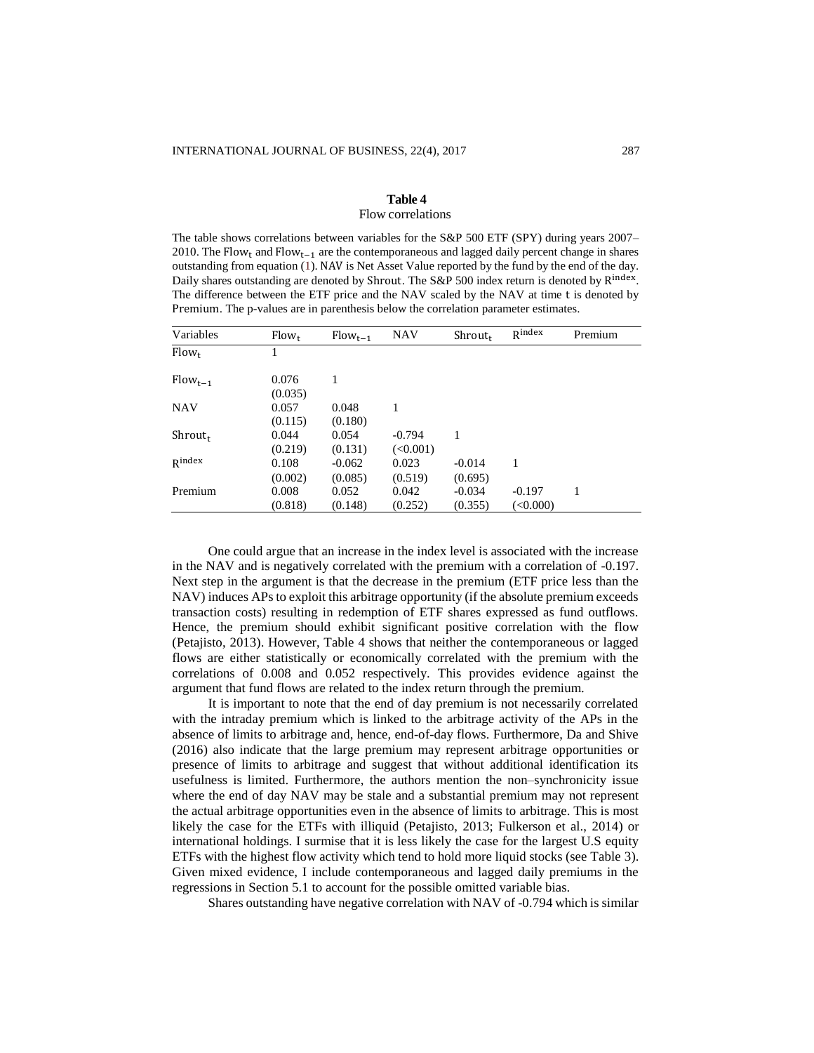**Table 4**

Flow correlations

The table shows correlations between variables for the S&P 500 ETF (SPY) during years 2007–2010. The $\text{Flow}_t$ and $\text{Flow}_{t-1}$ are the contemporaneous and lagged daily percent change in shares outstanding from equation (1). NAV is Net Asset Value reported by the fund by the end of the day. Daily shares outstanding are denoted by Shrout. The S&P 500 index return is denoted by $R^{\text{index}}$. The difference between the ETF price and the NAV scaled by the NAV at time t is denoted by Premium. The p-values are in parenthesis below the correlation parameter estimates.

| Variables | $\text{Flow}_t$ | $\text{Flow}_{t-1}$ | NAV | $\text{Shrout}_t$ | $R^{\text{index}}$ | Premium |
|---|---|---|---|---|---|---|
| $\text{Flow}_t$ | 1 | | | | | |
| $\text{Flow}_{t-1}$ | 0.076 | 1 | | | | |
| | (0.035) | | | | | |
| NAV | 0.057 | 0.048 | 1 | | | |
| | (0.115) | (0.180) | | | | |
| $\text{Shrout}_t$ | 0.044 | 0.054 | -0.794 | 1 | | |
| | (0.219) | (0.131) | (<0.001) | | | |
| $R^{\text{index}}$ | 0.108 | -0.062 | 0.023 | -0.014 | 1 | |
| | (0.002) | (0.085) | (0.519) | (0.695) | | |
| Premium | 0.008 | 0.052 | 0.042 | -0.034 | -0.197 | 1 |
| | (0.818) | (0.148) | (0.252) | (0.355) | (<0.000) | |

One could argue that an increase in the index level is associated with the increase in the NAV and is negatively correlated with the premium with a correlation of -0.197. Next step in the argument is that the decrease in the premium (ETF price less than the NAV) induces APs to exploit this arbitrage opportunity (if the absolute premium exceeds transaction costs) resulting in redemption of ETF shares expressed as fund outflows. Hence, the premium should exhibit significant positive correlation with the flow (Petajisto, 2013). However, Table 4 shows that neither the contemporaneous or lagged flows are either statistically or economically correlated with the premium with the correlations of 0.008 and 0.052 respectively. This provides evidence against the argument that fund flows are related to the index return through the premium.

It is important to note that the end of day premium is not necessarily correlated with the intraday premium which is linked to the arbitrage activity of the APs in the absence of limits to arbitrage and, hence, end-of-day flows. Furthermore, Da and Shive (2016) also indicate that the large premium may represent arbitrage opportunities or presence of limits to arbitrage and suggest that without additional identification its usefulness is limited. Furthermore, the authors mention the non–synchronicity issue where the end of day NAV may be stale and a substantial premium may not represent the actual arbitrage opportunities even in the absence of limits to arbitrage. This is most likely the case for the ETFs with illiquid (Petajisto, 2013; Fulkerson et al., 2014) or international holdings. I surmise that it is less likely the case for the largest U.S equity ETFs with the highest flow activity which tend to hold more liquid stocks (see Table 3). Given mixed evidence, I include contemporaneous and lagged daily premiums in the regressions in Section 5.1 to account for the possible omitted variable bias.

Shares outstanding have negative correlation with NAV of -0.794 which is similar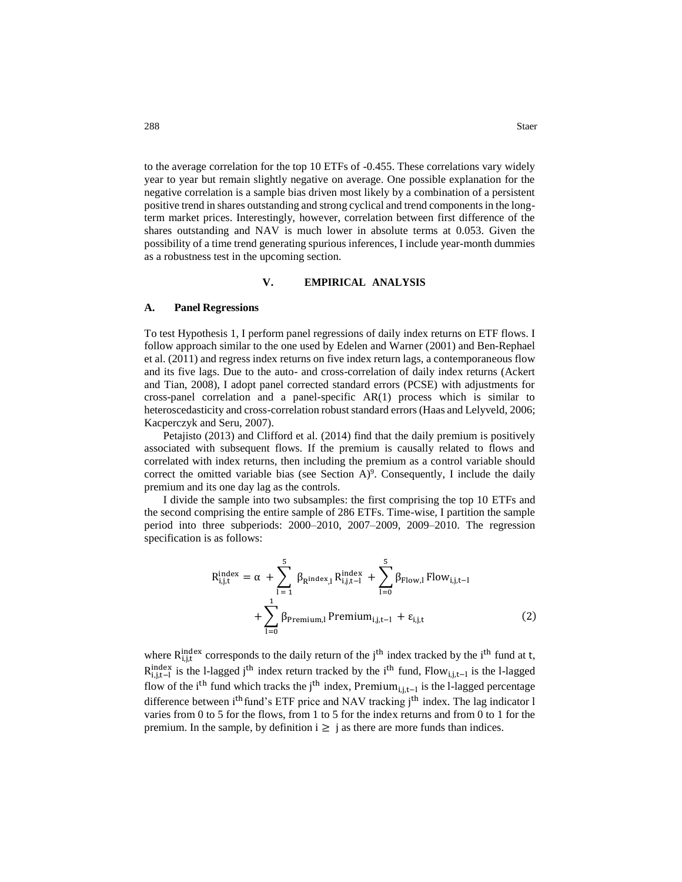to the average correlation for the top 10 ETFs of -0.455. These correlations vary widely year to year but remain slightly negative on average. One possible explanation for the negative correlation is a sample bias driven most likely by a combination of a persistent positive trend in shares outstanding and strong cyclical and trend components in the long-term market prices. Interestingly, however, correlation between first difference of the shares outstanding and NAV is much lower in absolute terms at 0.053. Given the possibility of a time trend generating spurious inferences, I include year-month dummies as a robustness test in the upcoming section.

## V. EMPIRICAL ANALYSIS

### A. Panel Regressions

To test Hypothesis 1, I perform panel regressions of daily index returns on ETF flows. I follow approach similar to the one used by Edelen and Warner (2001) and Ben-Rephael et al. (2011) and regress index returns on five index return lags, a contemporaneous flow and its five lags. Due to the auto- and cross-correlation of daily index returns (Ackert and Tian, 2008), I adopt panel corrected standard errors (PCSE) with adjustments for cross-panel correlation and a panel-specific AR(1) process which is similar to heteroscedasticity and cross-correlation robust standard errors (Haas and Lelyveld, 2006; Kacperczyk and Seru, 2007).

Petajisto (2013) and Clifford et al. (2014) find that the daily premium is positively associated with subsequent flows. If the premium is causally related to flows and correlated with index returns, then including the premium as a control variable should correct the omitted variable bias (see Section A)[9]. Consequently, I include the daily premium and its one day lag as the controls.

I divide the sample into two subsamples: the first comprising the top 10 ETFs and the second comprising the entire sample of 286 ETFs. Time-wise, I partition the sample period into three subperiods: 2000–2010, 2007–2009, 2009–2010. The regression specification is as follows:

$$R_{i,j,t}^{\text{index}} = \alpha + \sum_{l=1}^{5} \beta_{R^{\text{index}},l} R_{i,j,t-l}^{\text{index}} + \sum_{l=0}^{5} \beta_{\text{Flow},l} \text{Flow}_{i,j,t-l} + \sum_{l=0}^{1} \beta_{\text{Premium},l} \text{Premium}_{i,j,t-l} + \varepsilon_{i,j,t} \tag{2}$$

where $R_{i,j,t}^{\text{index}}$ corresponds to the daily return of the $j^{\text{th}}$ index tracked by the $i^{\text{th}}$ fund at $t$, $R_{i,j,t-l}^{\text{index}}$ is the l-lagged $j^{\text{th}}$ index return tracked by the $i^{\text{th}}$ fund, $\text{Flow}_{i,j,t-l}$ is the l-lagged flow of the $i^{\text{th}}$ fund which tracks the $j^{\text{th}}$ index, $\text{Premium}_{i,j,t-l}$ is the l-lagged percentage difference between $i^{\text{th}}$ fund's ETF price and NAV tracking $j^{\text{th}}$ index. The lag indicator l varies from 0 to 5 for the flows, from 1 to 5 for the index returns and from 0 to 1 for the premium. In the sample, by definition $i \geq j$ as there are more funds than indices.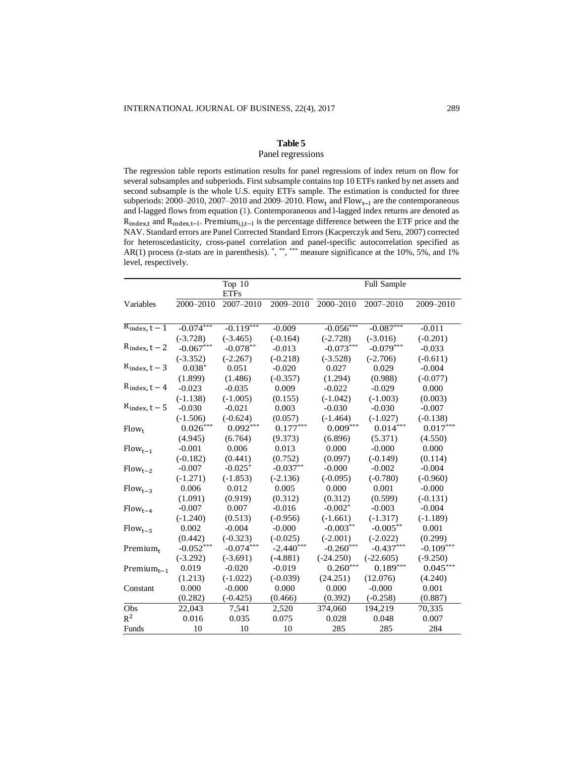**Table 5**
Panel regressions

The regression table reports estimation results for panel regressions of index return on flow for several subsamples and subperiods. First subsample contains top 10 ETFs ranked by net assets and second subsample is the whole U.S. equity ETFs sample. The estimation is conducted for three subperiods: 2000–2010, 2007–2010 and 2009–2010. $\mathrm{Flow_t}$ and $\mathrm{Flow_{t-l}}$ are the contemporaneous and l-lagged flows from equation (1). Contemporaneous and l-lagged index returns are denoted as $\mathrm{R_{index,t}}$ and $\mathrm{R_{index,t-l}}$. $\mathrm{Premium_{i,j,t-l}}$ is the percentage difference between the ETF price and the NAV. Standard errors are Panel Corrected Standard Errors (Kacperczyk and Seru, 2007) corrected for heteroscedasticity, cross-panel correlation and panel-specific autocorrelation specified as AR(1) process (z-stats are in parenthesis). *, **, *** measure significance at the 10%, 5%, and 1% level, respectively.

| | Top 10 ETFs | | | Full Sample | | |
|---|---|---|---|---|---|---|
| Variables | 2000–2010 | 2007–2010 | 2009–2010 | 2000–2010 | 2007–2010 | 2009–2010 |
| $\mathrm{R_{index,\,t-1}}$ | -0.074*** | -0.119*** | -0.009 | -0.056*** | -0.087*** | -0.011 |
| | (-3.728) | (-3.465) | (-0.164) | (-2.728) | (-3.016) | (-0.201) |
| $\mathrm{R_{index,\,t-2}}$ | -0.067*** | -0.078** | -0.013 | -0.073*** | -0.079*** | -0.033 |
| | (-3.352) | (-2.267) | (-0.218) | (-3.528) | (-2.706) | (-0.611) |
| $\mathrm{R_{index,\,t-3}}$ | 0.038* | 0.051 | -0.020 | 0.027 | 0.029 | -0.004 |
| | (1.899) | (1.486) | (-0.357) | (1.294) | (0.988) | (-0.077) |
| $\mathrm{R_{index,\,t-4}}$ | -0.023 | -0.035 | 0.009 | -0.022 | -0.029 | 0.000 |
| | (-1.138) | (-1.005) | (0.155) | (-1.042) | (-1.003) | (0.003) |
| $\mathrm{R_{index,\,t-5}}$ | -0.030 | -0.021 | 0.003 | -0.030 | -0.030 | -0.007 |
| | (-1.506) | (-0.624) | (0.057) | (-1.464) | (-1.027) | (-0.138) |
| $\mathrm{Flow_t}$ | 0.026*** | 0.092*** | 0.177*** | 0.009*** | 0.014*** | 0.017*** |
| | (4.945) | (6.764) | (9.373) | (6.896) | (5.371) | (4.550) |
| $\mathrm{Flow_{t-1}}$ | -0.001 | 0.006 | 0.013 | 0.000 | -0.000 | 0.000 |
| | (-0.182) | (0.441) | (0.752) | (0.097) | (-0.149) | (0.114) |
| $\mathrm{Flow_{t-2}}$ | -0.007 | -0.025* | -0.037** | -0.000 | -0.002 | -0.004 |
| | (-1.271) | (-1.853) | (-2.136) | (-0.095) | (-0.780) | (-0.960) |
| $\mathrm{Flow_{t-3}}$ | 0.006 | 0.012 | 0.005 | 0.000 | 0.001 | -0.000 |
| | (1.091) | (0.919) | (0.312) | (0.312) | (0.599) | (-0.131) |
| $\mathrm{Flow_{t-4}}$ | -0.007 | 0.007 | -0.016 | -0.002* | -0.003 | -0.004 |
| | (-1.240) | (0.513) | (-0.956) | (-1.661) | (-1.317) | (-1.189) |
| $\mathrm{Flow_{t-5}}$ | 0.002 | -0.004 | -0.000 | -0.003** | -0.005** | 0.001 |
| | (0.442) | (-0.323) | (-0.025) | (-2.001) | (-2.022) | (0.299) |
| $\mathrm{Premium_t}$ | -0.052*** | -0.074*** | -2.440*** | -0.260*** | -0.437*** | -0.109*** |
| | (-3.292) | (-3.691) | (-4.881) | (-24.250) | (-22.605) | (-9.250) |
| $\mathrm{Premium_{t-1}}$ | 0.019 | -0.020 | -0.019 | 0.260*** | 0.189*** | 0.045*** |
| | (1.213) | (-1.022) | (-0.039) | (24.251) | (12.076) | (4.240) |
| Constant | 0.000 | -0.000 | 0.000 | 0.000 | -0.000 | 0.001 |
| | (0.282) | (-0.425) | (0.466) | (0.392) | (-0.258) | (0.887) |
| Obs | 22,043 | 7,541 | 2,520 | 374,060 | 194,219 | 70,335 |
| $R^2$ | 0.016 | 0.035 | 0.075 | 0.028 | 0.048 | 0.007 |
| Funds | 10 | 10 | 10 | 285 | 285 | 284 |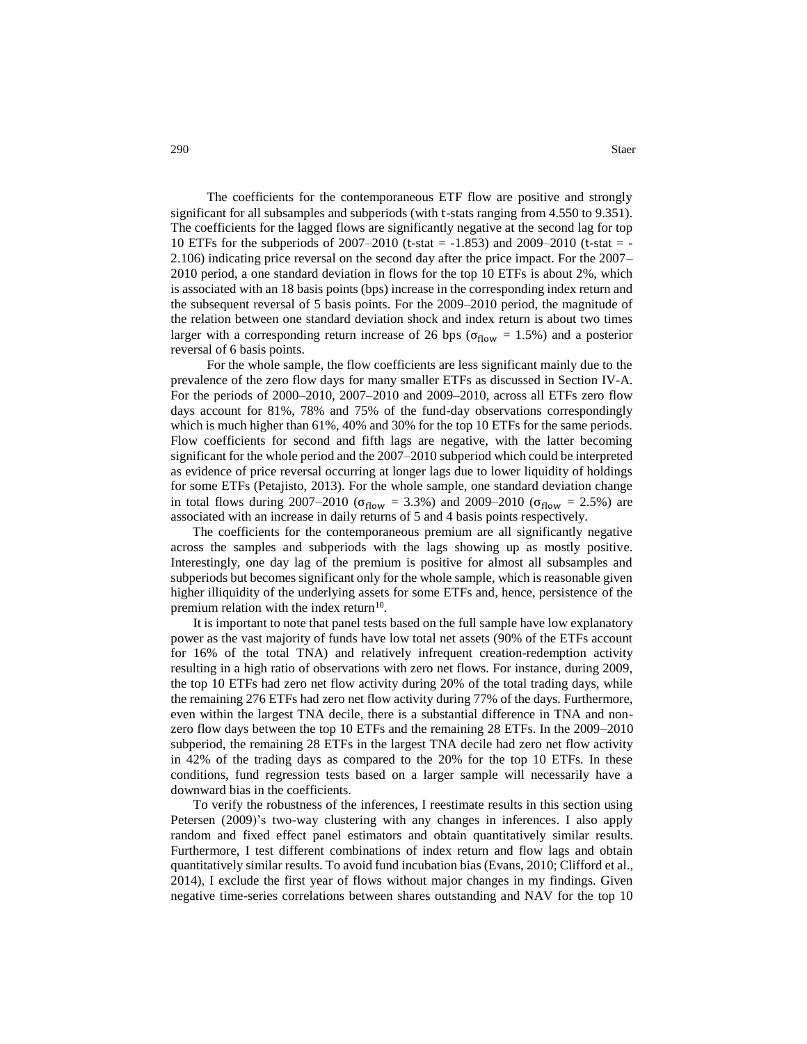The coefficients for the contemporaneous ETF flow are positive and strongly significant for all subsamples and subperiods (with t-stats ranging from 4.550 to 9.351). The coefficients for the lagged flows are significantly negative at the second lag for top 10 ETFs for the subperiods of 2007–2010 (t-stat = -1.853) and 2009–2010 (t-stat = -2.106) indicating price reversal on the second day after the price impact. For the 2007–2010 period, a one standard deviation in flows for the top 10 ETFs is about 2%, which is associated with an 18 basis points (bps) increase in the corresponding index return and the subsequent reversal of 5 basis points. For the 2009–2010 period, the magnitude of the relation between one standard deviation shock and index return is about two times larger with a corresponding return increase of 26 bps ($\sigma_{\text{flow}}$ = 1.5%) and a posterior reversal of 6 basis points.

For the whole sample, the flow coefficients are less significant mainly due to the prevalence of the zero flow days for many smaller ETFs as discussed in Section IV-A. For the periods of 2000–2010, 2007–2010 and 2009–2010, across all ETFs zero flow days account for 81%, 78% and 75% of the fund-day observations correspondingly which is much higher than 61%, 40% and 30% for the top 10 ETFs for the same periods. Flow coefficients for second and fifth lags are negative, with the latter becoming significant for the whole period and the 2007–2010 subperiod which could be interpreted as evidence of price reversal occurring at longer lags due to lower liquidity of holdings for some ETFs (Petajisto, 2013). For the whole sample, one standard deviation change in total flows during 2007–2010 ($\sigma_{\text{flow}}$ = 3.3%) and 2009–2010 ($\sigma_{\text{flow}}$ = 2.5%) are associated with an increase in daily returns of 5 and 4 basis points respectively.

The coefficients for the contemporaneous premium are all significantly negative across the samples and subperiods with the lags showing up as mostly positive. Interestingly, one day lag of the premium is positive for almost all subsamples and subperiods but becomes significant only for the whole sample, which is reasonable given higher illiquidity of the underlying assets for some ETFs and, hence, persistence of the premium relation with the index return[10].

It is important to note that panel tests based on the full sample have low explanatory power as the vast majority of funds have low total net assets (90% of the ETFs account for 16% of the total TNA) and relatively infrequent creation-redemption activity resulting in a high ratio of observations with zero net flows. For instance, during 2009, the top 10 ETFs had zero net flow activity during 20% of the total trading days, while the remaining 276 ETFs had zero net flow activity during 77% of the days. Furthermore, even within the largest TNA decile, there is a substantial difference in TNA and non-zero flow days between the top 10 ETFs and the remaining 28 ETFs. In the 2009–2010 subperiod, the remaining 28 ETFs in the largest TNA decile had zero net flow activity in 42% of the trading days as compared to the 20% for the top 10 ETFs. In these conditions, fund regression tests based on a larger sample will necessarily have a downward bias in the coefficients.

To verify the robustness of the inferences, I reestimate results in this section using Petersen (2009)'s two-way clustering with any changes in inferences. I also apply random and fixed effect panel estimators and obtain quantitatively similar results. Furthermore, I test different combinations of index return and flow lags and obtain quantitatively similar results. To avoid fund incubation bias (Evans, 2010; Clifford et al., 2014), I exclude the first year of flows without major changes in my findings. Given negative time-series correlations between shares outstanding and NAV for the top 10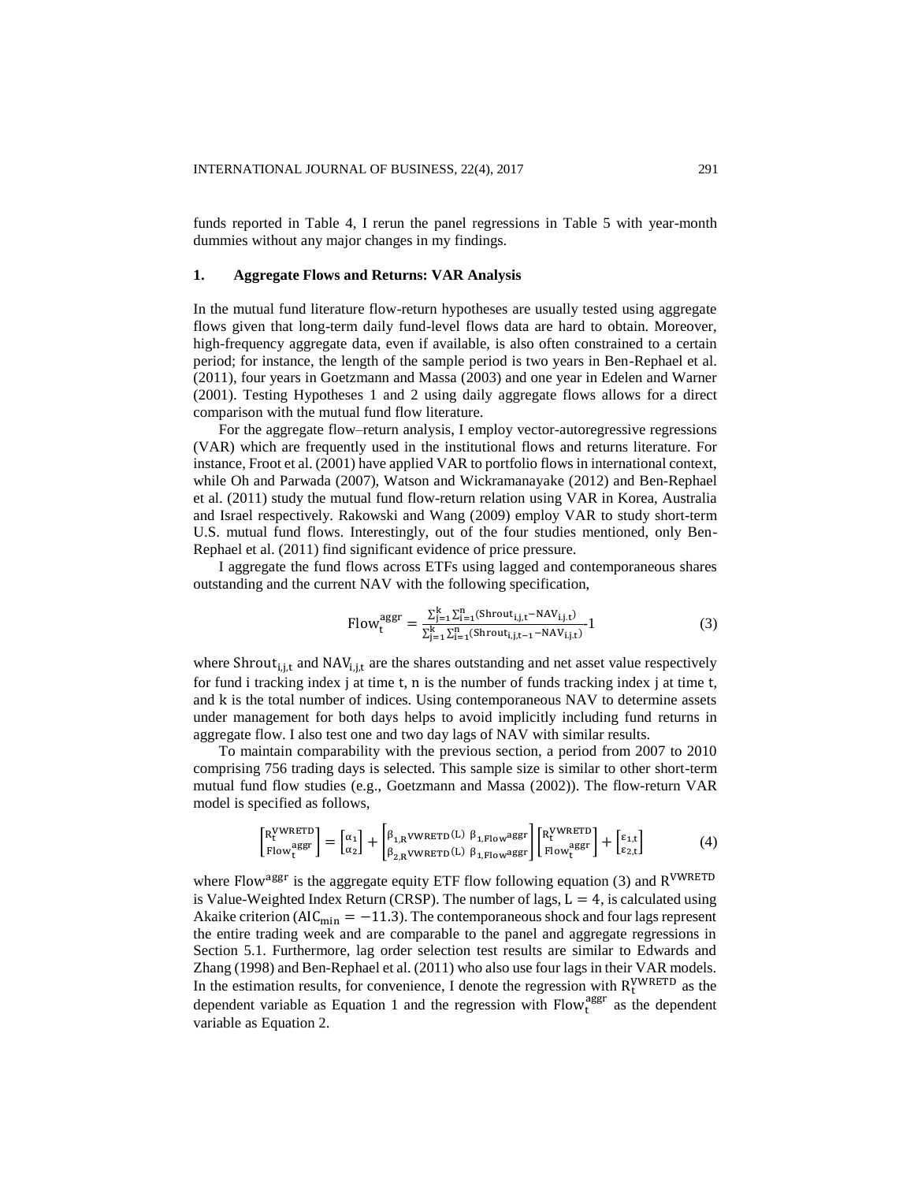funds reported in Table 4, I rerun the panel regressions in Table 5 with year-month dummies without any major changes in my findings.

## 1. Aggregate Flows and Returns: VAR Analysis

In the mutual fund literature flow-return hypotheses are usually tested using aggregate flows given that long-term daily fund-level flows data are hard to obtain. Moreover, high-frequency aggregate data, even if available, is also often constrained to a certain period; for instance, the length of the sample period is two years in Ben-Rephael et al. (2011), four years in Goetzmann and Massa (2003) and one year in Edelen and Warner (2001). Testing Hypotheses 1 and 2 using daily aggregate flows allows for a direct comparison with the mutual fund flow literature.

For the aggregate flow–return analysis, I employ vector-autoregressive regressions (VAR) which are frequently used in the institutional flows and returns literature. For instance, Froot et al. (2001) have applied VAR to portfolio flows in international context, while Oh and Parwada (2007), Watson and Wickramanayake (2012) and Ben-Rephael et al. (2011) study the mutual fund flow-return relation using VAR in Korea, Australia and Israel respectively. Rakowski and Wang (2009) employ VAR to study short-term U.S. mutual fund flows. Interestingly, out of the four studies mentioned, only Ben-Rephael et al. (2011) find significant evidence of price pressure.

I aggregate the fund flows across ETFs using lagged and contemporaneous shares outstanding and the current NAV with the following specification,

$$\mathrm{Flow}_t^{\mathrm{aggr}} = \frac{\sum_{j=1}^{k}\sum_{i=1}^{n}(\mathrm{Shrout}_{i,j,t} - \mathrm{NAV}_{i,j,t})}{\sum_{j=1}^{k}\sum_{i=1}^{n}(\mathrm{Shrout}_{i,j,t-1} - \mathrm{NAV}_{i,j,t})} - 1 \tag{3}$$

where $\mathrm{Shrout}_{i,j,t}$ and $\mathrm{NAV}_{i,j,t}$ are the shares outstanding and net asset value respectively for fund i tracking index j at time t, n is the number of funds tracking index j at time t, and k is the total number of indices. Using contemporaneous NAV to determine assets under management for both days helps to avoid implicitly including fund returns in aggregate flow. I also test one and two day lags of NAV with similar results.

To maintain comparability with the previous section, a period from 2007 to 2010 comprising 756 trading days is selected. This sample size is similar to other short-term mutual fund flow studies (e.g., Goetzmann and Massa (2002)). The flow-return VAR model is specified as follows,

$$\begin{bmatrix} R_t^{\mathrm{VWRETD}} \\ \mathrm{Flow}_t^{\mathrm{aggr}} \end{bmatrix} = \begin{bmatrix} \alpha_1 \\ \alpha_2 \end{bmatrix} + \begin{bmatrix} \beta_{1,R^{\mathrm{VWRETD}}}(L) & \beta_{1,\mathrm{Flow}^{\mathrm{aggr}}} \\ \beta_{2,R^{\mathrm{VWRETD}}}(L) & \beta_{1,\mathrm{Flow}^{\mathrm{aggr}}} \end{bmatrix} \begin{bmatrix} R_t^{\mathrm{VWRETD}} \\ \mathrm{Flow}_t^{\mathrm{aggr}} \end{bmatrix} + \begin{bmatrix} \varepsilon_{1,t} \\ \varepsilon_{2,t} \end{bmatrix} \tag{4}$$

where $\mathrm{Flow}^{\mathrm{aggr}}$ is the aggregate equity ETF flow following equation (3) and $R^{\mathrm{VWRETD}}$ is Value-Weighted Index Return (CRSP). The number of lags, $L = 4$, is calculated using Akaike criterion ($\mathrm{AIC}_{\min} = -11.3$). The contemporaneous shock and four lags represent the entire trading week and are comparable to the panel and aggregate regressions in Section 5.1. Furthermore, lag order selection test results are similar to Edwards and Zhang (1998) and Ben-Rephael et al. (2011) who also use four lags in their VAR models. In the estimation results, for convenience, I denote the regression with $R_t^{\mathrm{VWRETD}}$ as the dependent variable as Equation 1 and the regression with $\mathrm{Flow}_t^{\mathrm{aggr}}$ as the dependent variable as Equation 2.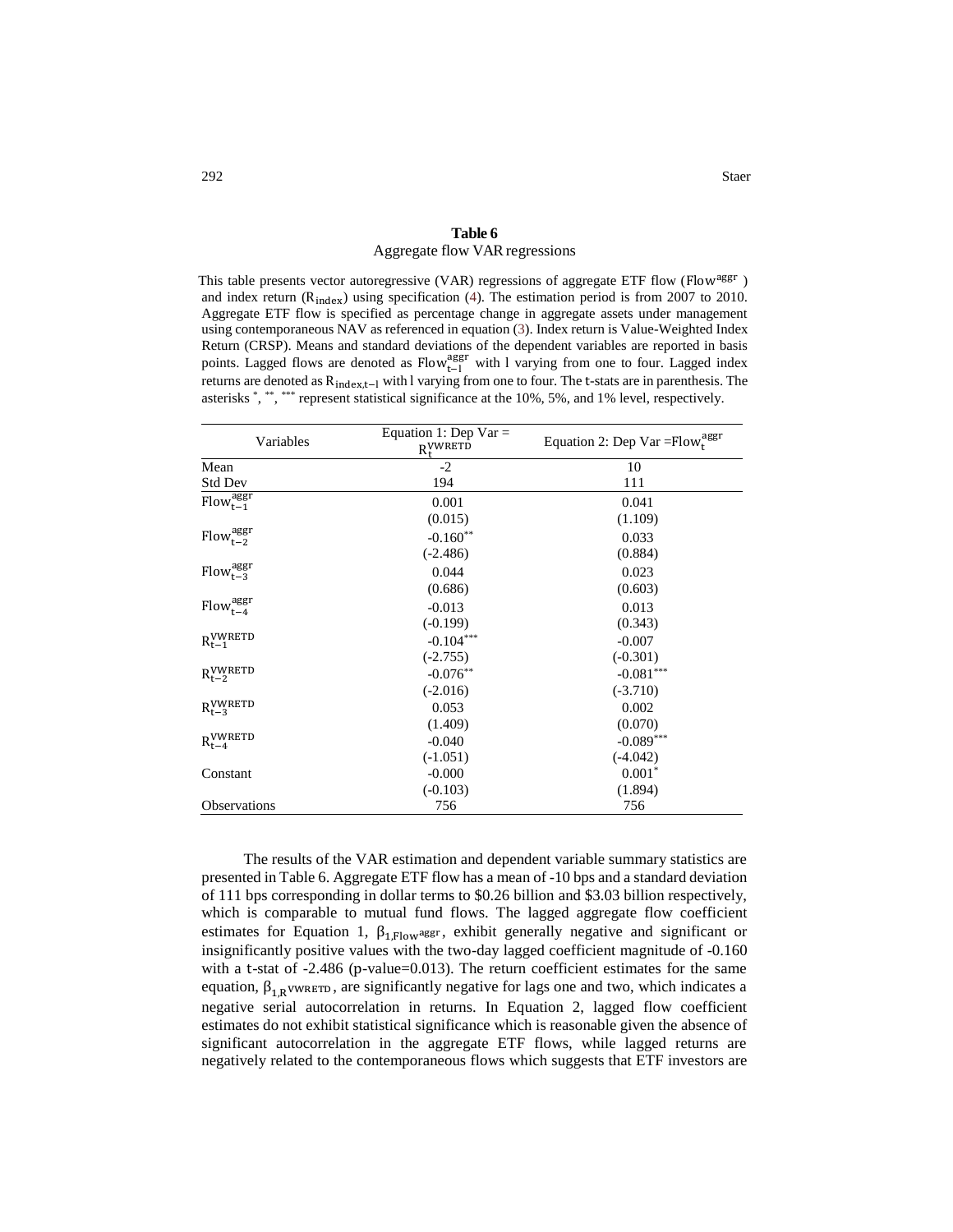**Table 6**
Aggregate flow VAR regressions

This table presents vector autoregressive (VAR) regressions of aggregate ETF flow ($\text{Flow}^{\text{aggr}}$) and index return ($R_{\text{index}}$) using specification (4). The estimation period is from 2007 to 2010. Aggregate ETF flow is specified as percentage change in aggregate assets under management using contemporaneous NAV as referenced in equation (3). Index return is Value-Weighted Index Return (CRSP). Means and standard deviations of the dependent variables are reported in basis points. Lagged flows are denoted as $\text{Flow}^{\text{aggr}}_{t-l}$ with l varying from one to four. Lagged index returns are denoted as $R_{\text{index},t-l}$ with l varying from one to four. The t-stats are in parenthesis. The asterisks *, **, *** represent statistical significance at the 10%, 5%, and 1% level, respectively.

| Variables | Equation 1: Dep Var = $R^{\text{VWRETD}}_t$ | Equation 2: Dep Var = $\text{Flow}^{\text{aggr}}_t$ |
|---|---|---|
| Mean | -2 | 10 |
| Std Dev | 194 | 111 |
| $\text{Flow}^{\text{aggr}}_{t-1}$ | 0.001 | 0.041 |
| | (0.015) | (1.109) |
| $\text{Flow}^{\text{aggr}}_{t-2}$ | -0.160** | 0.033 |
| | (-2.486) | (0.884) |
| $\text{Flow}^{\text{aggr}}_{t-3}$ | 0.044 | 0.023 |
| | (0.686) | (0.603) |
| $\text{Flow}^{\text{aggr}}_{t-4}$ | -0.013 | 0.013 |
| | (-0.199) | (0.343) |
| $R^{\text{VWRETD}}_{t-1}$ | -0.104*** | -0.007 |
| | (-2.755) | (-0.301) |
| $R^{\text{VWRETD}}_{t-2}$ | -0.076** | -0.081*** |
| | (-2.016) | (-3.710) |
| $R^{\text{VWRETD}}_{t-3}$ | 0.053 | 0.002 |
| | (1.409) | (0.070) |
| $R^{\text{VWRETD}}_{t-4}$ | -0.040 | -0.089*** |
| | (-1.051) | (-4.042) |
| Constant | -0.000 | 0.001* |
| | (-0.103) | (1.894) |
| Observations | 756 | 756 |

The results of the VAR estimation and dependent variable summary statistics are presented in Table 6. Aggregate ETF flow has a mean of -10 bps and a standard deviation of 111 bps corresponding in dollar terms to \$0.26 billion and \$3.03 billion respectively, which is comparable to mutual fund flows. The lagged aggregate flow coefficient estimates for Equation 1, $\beta_{1,\text{Flow}^{\text{aggr}}}$, exhibit generally negative and significant or insignificantly positive values with the two-day lagged coefficient magnitude of -0.160 with a t-stat of -2.486 (p-value=0.013). The return coefficient estimates for the same equation, $\beta_{1,R^{\text{VWRETD}}}$, are significantly negative for lags one and two, which indicates a negative serial autocorrelation in returns. In Equation 2, lagged flow coefficient estimates do not exhibit statistical significance which is reasonable given the absence of significant autocorrelation in the aggregate ETF flows, while lagged returns are negatively related to the contemporaneous flows which suggests that ETF investors are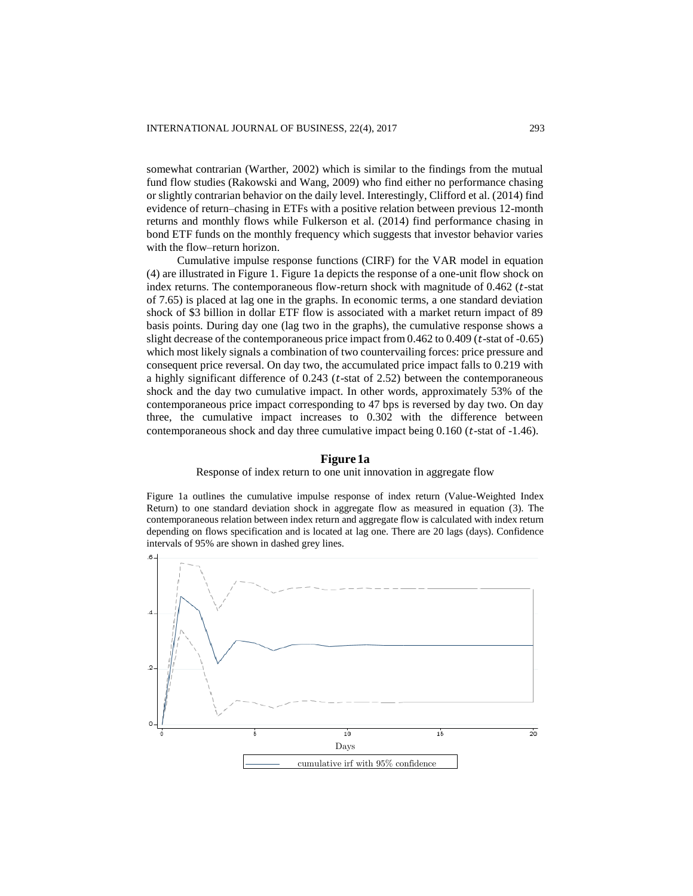somewhat contrarian (Warther, 2002) which is similar to the findings from the mutual fund flow studies (Rakowski and Wang, 2009) who find either no performance chasing or slightly contrarian behavior on the daily level. Interestingly, Clifford et al. (2014) find evidence of return–chasing in ETFs with a positive relation between previous 12-month returns and monthly flows while Fulkerson et al. (2014) find performance chasing in bond ETF funds on the monthly frequency which suggests that investor behavior varies with the flow–return horizon.

Cumulative impulse response functions (CIRF) for the VAR model in equation (4) are illustrated in Figure 1. Figure 1a depicts the response of a one-unit flow shock on index returns. The contemporaneous flow-return shock with magnitude of 0.462 ($t$-stat of 7.65) is placed at lag one in the graphs. In economic terms, a one standard deviation shock of \$3 billion in dollar ETF flow is associated with a market return impact of 89 basis points. During day one (lag two in the graphs), the cumulative response shows a slight decrease of the contemporaneous price impact from 0.462 to 0.409 ($t$-stat of -0.65) which most likely signals a combination of two countervailing forces: price pressure and consequent price reversal. On day two, the accumulated price impact falls to 0.219 with a highly significant difference of 0.243 ($t$-stat of 2.52) between the contemporaneous shock and the day two cumulative impact. In other words, approximately 53% of the contemporaneous price impact corresponding to 47 bps is reversed by day two. On day three, the cumulative impact increases to 0.302 with the difference between contemporaneous shock and day three cumulative impact being 0.160 ($t$-stat of -1.46).

**Figure 1a**

Response of index return to one unit innovation in aggregate flow

Figure 1a outlines the cumulative impulse response of index return (Value-Weighted Index Return) to one standard deviation shock in aggregate flow as measured in equation (3). The contemporaneous relation between index return and aggregate flow is calculated with index return depending on flows specification and is located at lag one. There are 20 lags (days). Confidence intervals of 95% are shown in dashed grey lines.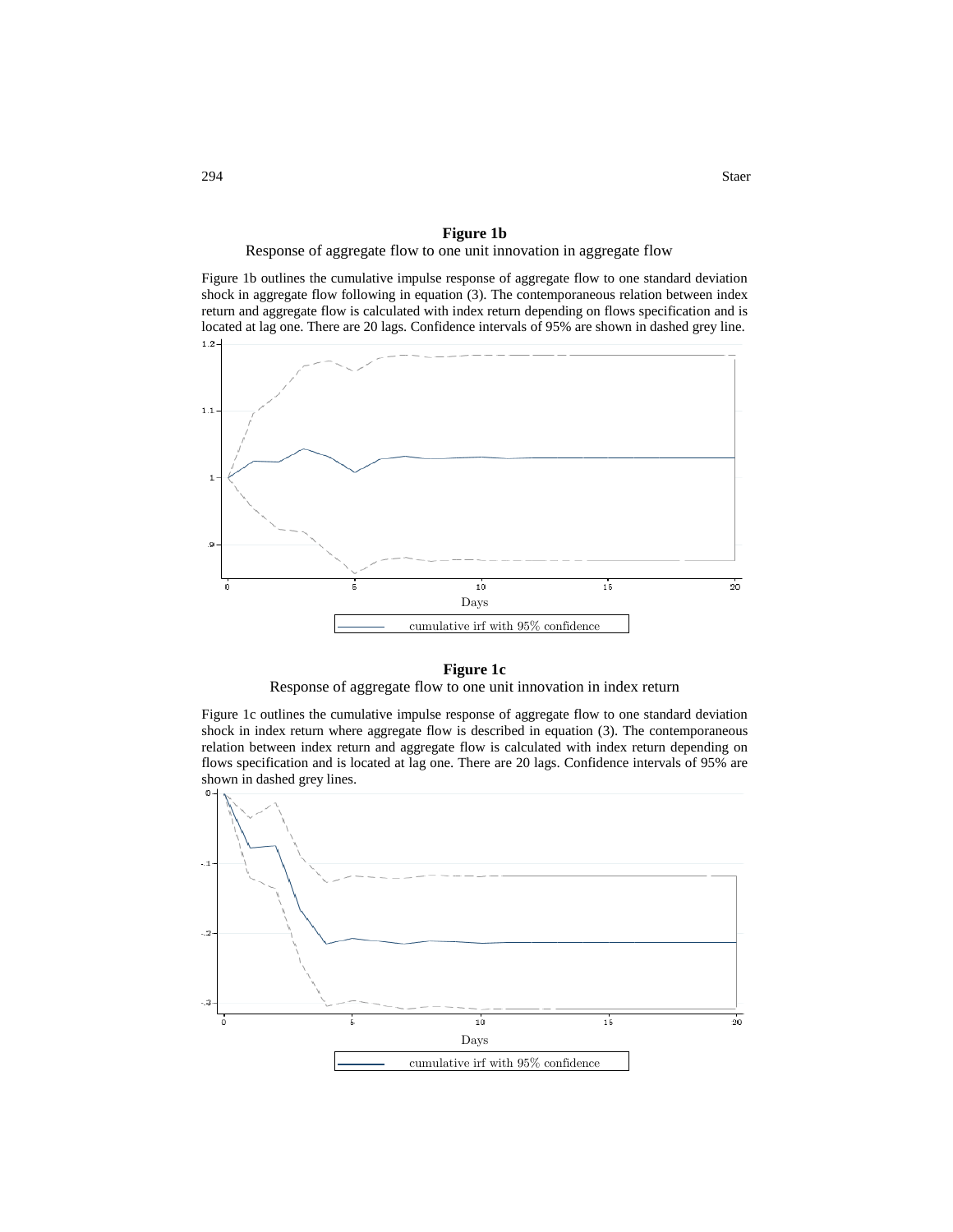**Figure 1b**

Response of aggregate flow to one unit innovation in aggregate flow

Figure 1b outlines the cumulative impulse response of aggregate flow to one standard deviation shock in aggregate flow following in equation (3). The contemporaneous relation between index return and aggregate flow is calculated with index return depending on flows specification and is located at lag one. There are 20 lags. Confidence intervals of 95% are shown in dashed grey line.

**Figure 1c**

Response of aggregate flow to one unit innovation in index return

Figure 1c outlines the cumulative impulse response of aggregate flow to one standard deviation shock in index return where aggregate flow is described in equation (3). The contemporaneous relation between index return and aggregate flow is calculated with index return depending on flows specification and is located at lag one. There are 20 lags. Confidence intervals of 95% are shown in dashed grey lines.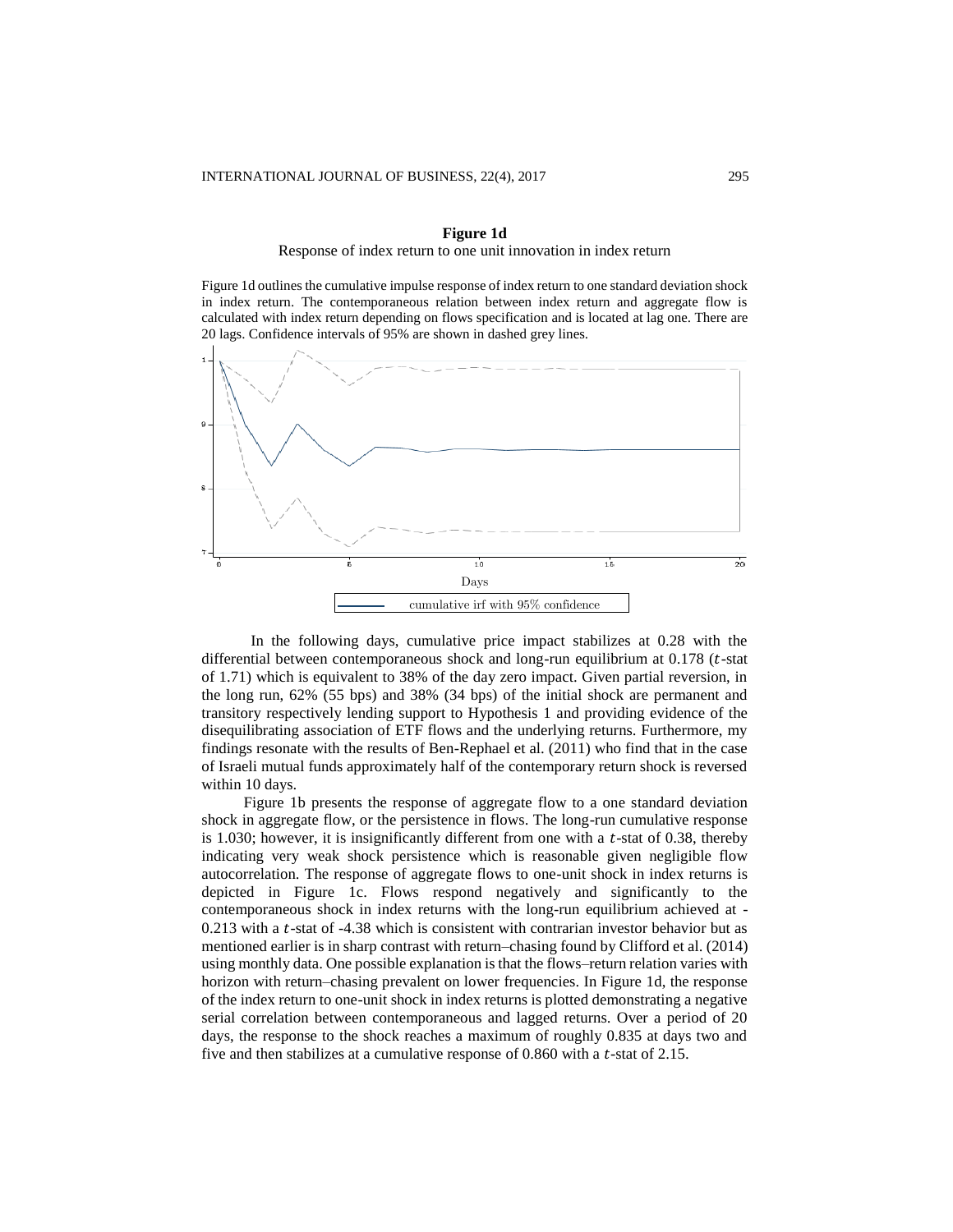**Figure 1d**

Response of index return to one unit innovation in index return

Figure 1d outlines the cumulative impulse response of index return to one standard deviation shock in index return. The contemporaneous relation between index return and aggregate flow is calculated with index return depending on flows specification and is located at lag one. There are 20 lags. Confidence intervals of 95% are shown in dashed grey lines.

In the following days, cumulative price impact stabilizes at 0.28 with the differential between contemporaneous shock and long-run equilibrium at 0.178 ($t$-stat of 1.71) which is equivalent to 38% of the day zero impact. Given partial reversion, in the long run, 62% (55 bps) and 38% (34 bps) of the initial shock are permanent and transitory respectively lending support to Hypothesis 1 and providing evidence of the disequilibrating association of ETF flows and the underlying returns. Furthermore, my findings resonate with the results of Ben-Rephael et al. (2011) who find that in the case of Israeli mutual funds approximately half of the contemporary return shock is reversed within 10 days.

Figure 1b presents the response of aggregate flow to a one standard deviation shock in aggregate flow, or the persistence in flows. The long-run cumulative response is 1.030; however, it is insignificantly different from one with a $t$-stat of 0.38, thereby indicating very weak shock persistence which is reasonable given negligible flow autocorrelation. The response of aggregate flows to one-unit shock in index returns is depicted in Figure 1c. Flows respond negatively and significantly to the contemporaneous shock in index returns with the long-run equilibrium achieved at -0.213 with a $t$-stat of -4.38 which is consistent with contrarian investor behavior but as mentioned earlier is in sharp contrast with return–chasing found by Clifford et al. (2014) using monthly data. One possible explanation is that the flows–return relation varies with horizon with return–chasing prevalent on lower frequencies. In Figure 1d, the response of the index return to one-unit shock in index returns is plotted demonstrating a negative serial correlation between contemporaneous and lagged returns. Over a period of 20 days, the response to the shock reaches a maximum of roughly 0.835 at days two and five and then stabilizes at a cumulative response of 0.860 with a $t$-stat of 2.15.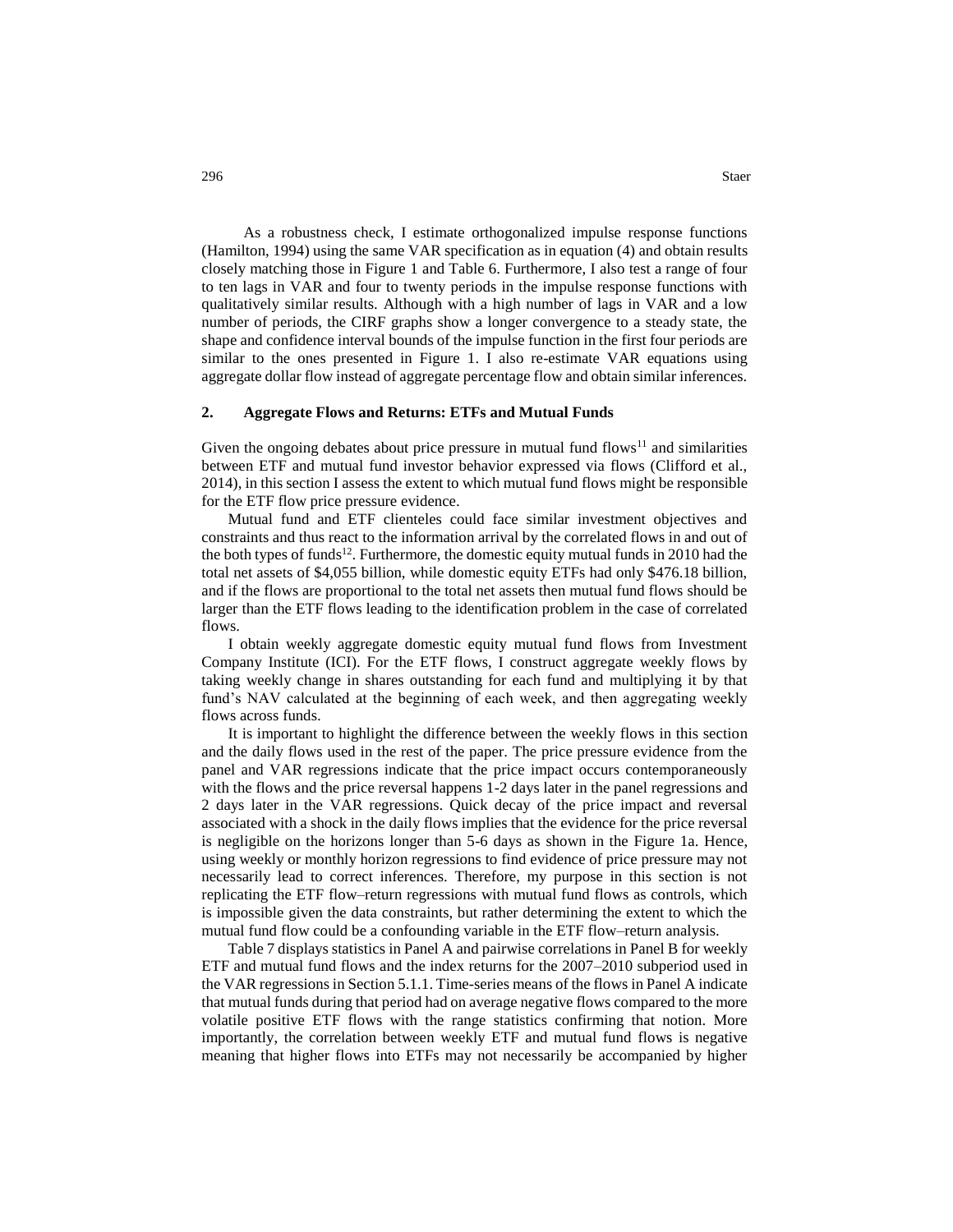As a robustness check, I estimate orthogonalized impulse response functions (Hamilton, 1994) using the same VAR specification as in equation (4) and obtain results closely matching those in Figure 1 and Table 6. Furthermore, I also test a range of four to ten lags in VAR and four to twenty periods in the impulse response functions with qualitatively similar results. Although with a high number of lags in VAR and a low number of periods, the CIRF graphs show a longer convergence to a steady state, the shape and confidence interval bounds of the impulse function in the first four periods are similar to the ones presented in Figure 1. I also re-estimate VAR equations using aggregate dollar flow instead of aggregate percentage flow and obtain similar inferences.

## 2. Aggregate Flows and Returns: ETFs and Mutual Funds

Given the ongoing debates about price pressure in mutual fund flows[11] and similarities between ETF and mutual fund investor behavior expressed via flows (Clifford et al., 2014), in this section I assess the extent to which mutual fund flows might be responsible for the ETF flow price pressure evidence.

Mutual fund and ETF clienteles could face similar investment objectives and constraints and thus react to the information arrival by the correlated flows in and out of the both types of funds[12]. Furthermore, the domestic equity mutual funds in 2010 had the total net assets of $4,055 billion, while domestic equity ETFs had only $476.18 billion, and if the flows are proportional to the total net assets then mutual fund flows should be larger than the ETF flows leading to the identification problem in the case of correlated flows.

I obtain weekly aggregate domestic equity mutual fund flows from Investment Company Institute (ICI). For the ETF flows, I construct aggregate weekly flows by taking weekly change in shares outstanding for each fund and multiplying it by that fund's NAV calculated at the beginning of each week, and then aggregating weekly flows across funds.

It is important to highlight the difference between the weekly flows in this section and the daily flows used in the rest of the paper. The price pressure evidence from the panel and VAR regressions indicate that the price impact occurs contemporaneously with the flows and the price reversal happens 1-2 days later in the panel regressions and 2 days later in the VAR regressions. Quick decay of the price impact and reversal associated with a shock in the daily flows implies that the evidence for the price reversal is negligible on the horizons longer than 5-6 days as shown in the Figure 1a. Hence, using weekly or monthly horizon regressions to find evidence of price pressure may not necessarily lead to correct inferences. Therefore, my purpose in this section is not replicating the ETF flow–return regressions with mutual fund flows as controls, which is impossible given the data constraints, but rather determining the extent to which the mutual fund flow could be a confounding variable in the ETF flow–return analysis.

Table 7 displays statistics in Panel A and pairwise correlations in Panel B for weekly ETF and mutual fund flows and the index returns for the 2007–2010 subperiod used in the VAR regressions in Section 5.1.1. Time-series means of the flows in Panel A indicate that mutual funds during that period had on average negative flows compared to the more volatile positive ETF flows with the range statistics confirming that notion. More importantly, the correlation between weekly ETF and mutual fund flows is negative meaning that higher flows into ETFs may not necessarily be accompanied by higher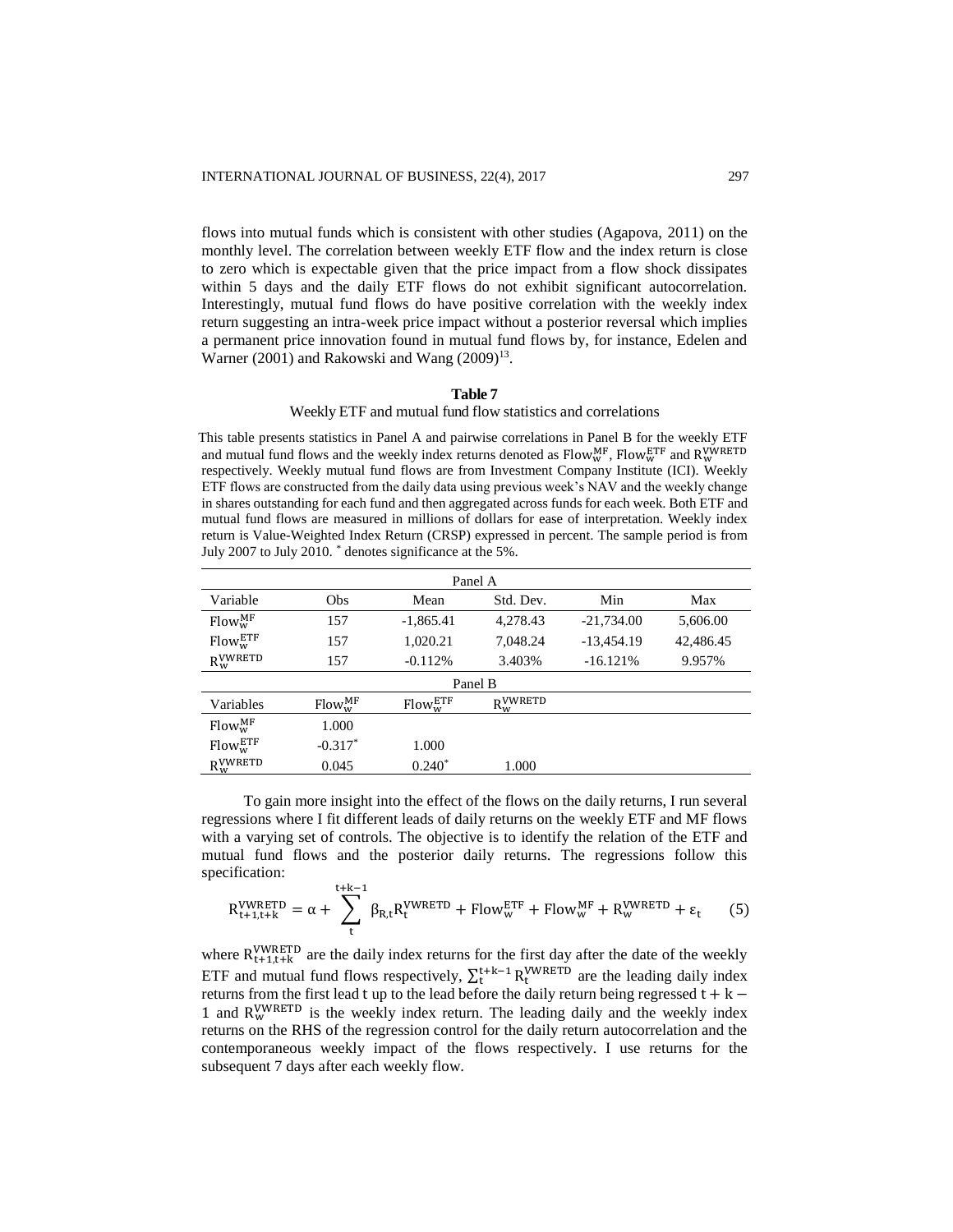flows into mutual funds which is consistent with other studies (Agapova, 2011) on the monthly level. The correlation between weekly ETF flow and the index return is close to zero which is expectable given that the price impact from a flow shock dissipates within 5 days and the daily ETF flows do not exhibit significant autocorrelation. Interestingly, mutual fund flows do have positive correlation with the weekly index return suggesting an intra-week price impact without a posterior reversal which implies a permanent price innovation found in mutual fund flows by, for instance, Edelen and Warner (2001) and Rakowski and Wang (2009)[13].

**Table 7**

Weekly ETF and mutual fund flow statistics and correlations

This table presents statistics in Panel A and pairwise correlations in Panel B for the weekly ETF and mutual fund flows and the weekly index returns denoted as $\text{Flow}_w^{MF}$, $\text{Flow}_w^{ETF}$ and $R_w^{VWRETD}$ respectively. Weekly mutual fund flows are from Investment Company Institute (ICI). Weekly ETF flows are constructed from the daily data using previous week's NAV and the weekly change in shares outstanding for each fund and then aggregated across funds for each week. Both ETF and mutual fund flows are measured in millions of dollars for ease of interpretation. Weekly index return is Value-Weighted Index Return (CRSP) expressed in percent. The sample period is from July 2007 to July 2010. * denotes significance at the 5%.

| Panel A | | | | | |
|---|---|---|---|---|---|
| Variable | Obs | Mean | Std. Dev. | Min | Max |
| $\text{Flow}_w^{MF}$ | 157 | -1,865.41 | 4,278.43 | -21,734.00 | 5,606.00 |
| $\text{Flow}_w^{ETF}$ | 157 | 1,020.21 | 7,048.24 | -13,454.19 | 42,486.45 |
| $R_w^{VWRETD}$ | 157 | -0.112% | 3.403% | -16.121% | 9.957% |

| Panel B | | | |
|---|---|---|---|
| Variables | $\text{Flow}_w^{MF}$ | $\text{Flow}_w^{ETF}$ | $R_w^{VWRETD}$ |
| $\text{Flow}_w^{MF}$ | 1.000 | | |
| $\text{Flow}_w^{ETF}$ | -0.317* | 1.000 | |
| $R_w^{VWRETD}$ | 0.045 | 0.240* | 1.000 |

To gain more insight into the effect of the flows on the daily returns, I run several regressions where I fit different leads of daily returns on the weekly ETF and MF flows with a varying set of controls. The objective is to identify the relation of the ETF and mutual fund flows and the posterior daily returns. The regressions follow this specification:

$$R_{t+1,t+k}^{VWRETD} = \alpha + \sum_{t}^{t+k-1} \beta_{R,t} R_t^{VWRETD} + \text{Flow}_w^{ETF} + \text{Flow}_w^{MF} + R_w^{VWRETD} + \varepsilon_t \qquad (5)$$

where $R_{t+1,t+k}^{VWRETD}$ are the daily index returns for the first day after the date of the weekly ETF and mutual fund flows respectively, $\sum_t^{t+k-1} R_t^{VWRETD}$ are the leading daily index returns from the first lead $t$ up to the lead before the daily return being regressed $t+k-1$ and $R_w^{VWRETD}$ is the weekly index return. The leading daily and the weekly index returns on the RHS of the regression control for the daily return autocorrelation and the contemporaneous weekly impact of the flows respectively. I use returns for the subsequent 7 days after each weekly flow.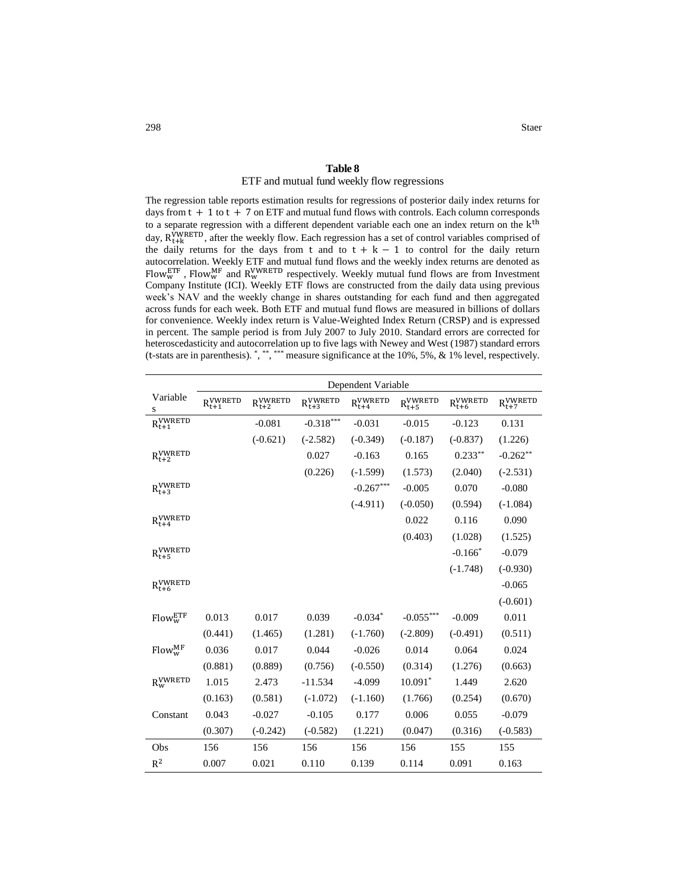**Table 8**

ETF and mutual fund weekly flow regressions

The regression table reports estimation results for regressions of posterior daily index returns for days from $t + 1$ to $t + 7$ on ETF and mutual fund flows with controls. Each column corresponds to a separate regression with a different dependent variable each one an index return on the $k^{th}$ day, $R_{t+k}^{VWRETD}$, after the weekly flow. Each regression has a set of control variables comprised of the daily returns for the days from $t$ and to $t + k - 1$ to control for the daily return autocorrelation. Weekly ETF and mutual fund flows and the weekly index returns are denoted as $Flow_w^{ETF}$ , $Flow_w^{MF}$ and $R_w^{VWRETD}$ respectively. Weekly mutual fund flows are from Investment Company Institute (ICI). Weekly ETF flows are constructed from the daily data using previous week's NAV and the weekly change in shares outstanding for each fund and then aggregated across funds for each week. Both ETF and mutual fund flows are measured in billions of dollars for convenience. Weekly index return is Value-Weighted Index Return (CRSP) and is expressed in percent. The sample period is from July 2007 to July 2010. Standard errors are corrected for heteroscedasticity and autocorrelation up to five lags with Newey and West (1987) standard errors (t-stats are in parenthesis). *, **, *** measure significance at the 10%, 5%, & 1% level, respectively.

| | Dependent Variable | | | | | | |
|---|---|---|---|---|---|---|---|
| Variables | $R_{t+1}^{VWRETD}$ | $R_{t+2}^{VWRETD}$ | $R_{t+3}^{VWRETD}$ | $R_{t+4}^{VWRETD}$ | $R_{t+5}^{VWRETD}$ | $R_{t+6}^{VWRETD}$ | $R_{t+7}^{VWRETD}$ |
| $R_{t+1}^{VWRETD}$ | | -0.081 | -0.318*** | -0.031 | -0.015 | -0.123 | 0.131 |
| | | (-0.621) | (-2.582) | (-0.349) | (-0.187) | (-0.837) | (1.226) |
| $R_{t+2}^{VWRETD}$ | | | 0.027 | -0.163 | 0.165 | 0.233** | -0.262** |
| | | | (0.226) | (-1.599) | (1.573) | (2.040) | (-2.531) |
| $R_{t+3}^{VWRETD}$ | | | | -0.267*** | -0.005 | 0.070 | -0.080 |
| | | | | (-4.911) | (-0.050) | (0.594) | (-1.084) |
| $R_{t+4}^{VWRETD}$ | | | | | 0.022 | 0.116 | 0.090 |
| | | | | | (0.403) | (1.028) | (1.525) |
| $R_{t+5}^{VWRETD}$ | | | | | | -0.166* | -0.079 |
| | | | | | | (-1.748) | (-0.930) |
| $R_{t+6}^{VWRETD}$ | | | | | | | -0.065 |
| | | | | | | | (-0.601) |
| $Flow_w^{ETF}$ | 0.013 | 0.017 | 0.039 | -0.034* | -0.055*** | -0.009 | 0.011 |
| | (0.441) | (1.465) | (1.281) | (-1.760) | (-2.809) | (-0.491) | (0.511) |
| $Flow_w^{MF}$ | 0.036 | 0.017 | 0.044 | -0.026 | 0.014 | 0.064 | 0.024 |
| | (0.881) | (0.889) | (0.756) | (-0.550) | (0.314) | (1.276) | (0.663) |
| $R_w^{VWRETD}$ | 1.015 | 2.473 | -11.534 | -4.099 | 10.091* | 1.449 | 2.620 |
| | (0.163) | (0.581) | (-1.072) | (-1.160) | (1.766) | (0.254) | (0.670) |
| Constant | 0.043 | -0.027 | -0.105 | 0.177 | 0.006 | 0.055 | -0.079 |
| | (0.307) | (-0.242) | (-0.582) | (1.221) | (0.047) | (0.316) | (-0.583) |
| Obs | 156 | 156 | 156 | 156 | 156 | 155 | 155 |
| $R^2$ | 0.007 | 0.021 | 0.110 | 0.139 | 0.114 | 0.091 | 0.163 |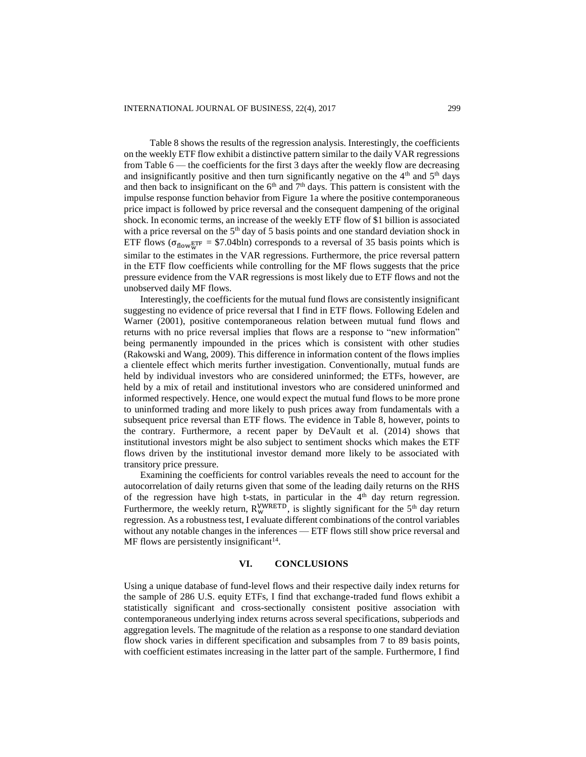Table 8 shows the results of the regression analysis. Interestingly, the coefficients on the weekly ETF flow exhibit a distinctive pattern similar to the daily VAR regressions from Table 6 — the coefficients for the first 3 days after the weekly flow are decreasing and insignificantly positive and then turn significantly negative on the 4th and 5th days and then back to insignificant on the 6th and 7th days. This pattern is consistent with the impulse response function behavior from Figure 1a where the positive contemporaneous price impact is followed by price reversal and the consequent dampening of the original shock. In economic terms, an increase of the weekly ETF flow of $1 billion is associated with a price reversal on the 5th day of 5 basis points and one standard deviation shock in ETF flows ($\sigma_{\text{flow}_w^{\text{ETF}}}$ = $7.04bln) corresponds to a reversal of 35 basis points which is similar to the estimates in the VAR regressions. Furthermore, the price reversal pattern in the ETF flow coefficients while controlling for the MF flows suggests that the price pressure evidence from the VAR regressions is most likely due to ETF flows and not the unobserved daily MF flows.

Interestingly, the coefficients for the mutual fund flows are consistently insignificant suggesting no evidence of price reversal that I find in ETF flows. Following Edelen and Warner (2001), positive contemporaneous relation between mutual fund flows and returns with no price reversal implies that flows are a response to "new information" being permanently impounded in the prices which is consistent with other studies (Rakowski and Wang, 2009). This difference in information content of the flows implies a clientele effect which merits further investigation. Conventionally, mutual funds are held by individual investors who are considered uninformed; the ETFs, however, are held by a mix of retail and institutional investors who are considered uninformed and informed respectively. Hence, one would expect the mutual fund flows to be more prone to uninformed trading and more likely to push prices away from fundamentals with a subsequent price reversal than ETF flows. The evidence in Table 8, however, points to the contrary. Furthermore, a recent paper by DeVault et al. (2014) shows that institutional investors might be also subject to sentiment shocks which makes the ETF flows driven by the institutional investor demand more likely to be associated with transitory price pressure.

Examining the coefficients for control variables reveals the need to account for the autocorrelation of daily returns given that some of the leading daily returns on the RHS of the regression have high t-stats, in particular in the 4th day return regression. Furthermore, the weekly return, $R_w^{\text{VWRETD}}$, is slightly significant for the 5th day return regression. As a robustness test, I evaluate different combinations of the control variables without any notable changes in the inferences — ETF flows still show price reversal and MF flows are persistently insignificant[14].

## VI. CONCLUSIONS

Using a unique database of fund-level flows and their respective daily index returns for the sample of 286 U.S. equity ETFs, I find that exchange-traded fund flows exhibit a statistically significant and cross-sectionally consistent positive association with contemporaneous underlying index returns across several specifications, subperiods and aggregation levels. The magnitude of the relation as a response to one standard deviation flow shock varies in different specification and subsamples from 7 to 89 basis points, with coefficient estimates increasing in the latter part of the sample. Furthermore, I find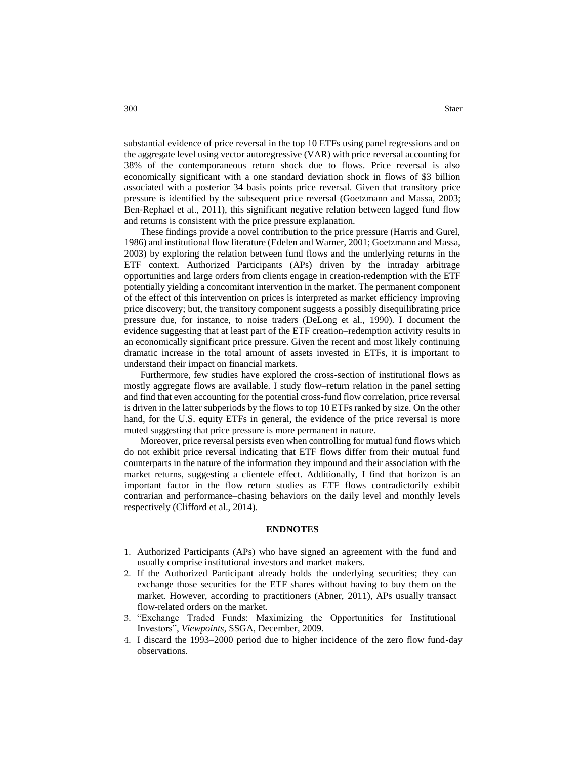substantial evidence of price reversal in the top 10 ETFs using panel regressions and on the aggregate level using vector autoregressive (VAR) with price reversal accounting for 38% of the contemporaneous return shock due to flows. Price reversal is also economically significant with a one standard deviation shock in flows of $3 billion associated with a posterior 34 basis points price reversal. Given that transitory price pressure is identified by the subsequent price reversal (Goetzmann and Massa, 2003; Ben-Rephael et al., 2011), this significant negative relation between lagged fund flow and returns is consistent with the price pressure explanation.

These findings provide a novel contribution to the price pressure (Harris and Gurel, 1986) and institutional flow literature (Edelen and Warner, 2001; Goetzmann and Massa, 2003) by exploring the relation between fund flows and the underlying returns in the ETF context. Authorized Participants (APs) driven by the intraday arbitrage opportunities and large orders from clients engage in creation-redemption with the ETF potentially yielding a concomitant intervention in the market. The permanent component of the effect of this intervention on prices is interpreted as market efficiency improving price discovery; but, the transitory component suggests a possibly disequilibrating price pressure due, for instance, to noise traders (DeLong et al., 1990). I document the evidence suggesting that at least part of the ETF creation–redemption activity results in an economically significant price pressure. Given the recent and most likely continuing dramatic increase in the total amount of assets invested in ETFs, it is important to understand their impact on financial markets.

Furthermore, few studies have explored the cross-section of institutional flows as mostly aggregate flows are available. I study flow–return relation in the panel setting and find that even accounting for the potential cross-fund flow correlation, price reversal is driven in the latter subperiods by the flows to top 10 ETFs ranked by size. On the other hand, for the U.S. equity ETFs in general, the evidence of the price reversal is more muted suggesting that price pressure is more permanent in nature.

Moreover, price reversal persists even when controlling for mutual fund flows which do not exhibit price reversal indicating that ETF flows differ from their mutual fund counterparts in the nature of the information they impound and their association with the market returns, suggesting a clientele effect. Additionally, I find that horizon is an important factor in the flow–return studies as ETF flows contradictorily exhibit contrarian and performance–chasing behaviors on the daily level and monthly levels respectively (Clifford et al., 2014).

## ENDNOTES

1. Authorized Participants (APs) who have signed an agreement with the fund and usually comprise institutional investors and market makers.
2. If the Authorized Participant already holds the underlying securities; they can exchange those securities for the ETF shares without having to buy them on the market. However, according to practitioners (Abner, 2011), APs usually transact flow-related orders on the market.
3. "Exchange Traded Funds: Maximizing the Opportunities for Institutional Investors", *Viewpoints*, SSGA, December, 2009.
4. I discard the 1993–2000 period due to higher incidence of the zero flow fund-day observations.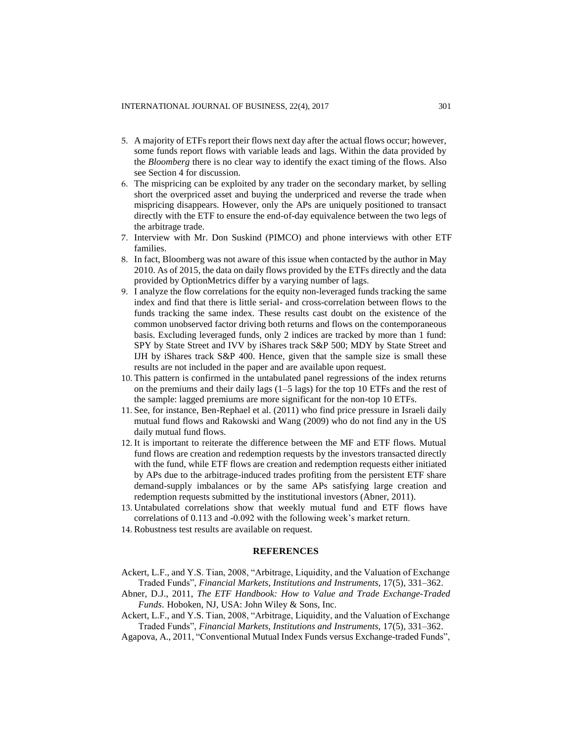5. A majority of ETFs report their flows next day after the actual flows occur; however, some funds report flows with variable leads and lags. Within the data provided by the *Bloomberg* there is no clear way to identify the exact timing of the flows. Also see Section 4 for discussion.
6. The mispricing can be exploited by any trader on the secondary market, by selling short the overpriced asset and buying the underpriced and reverse the trade when mispricing disappears. However, only the APs are uniquely positioned to transact directly with the ETF to ensure the end-of-day equivalence between the two legs of the arbitrage trade.
7. Interview with Mr. Don Suskind (PIMCO) and phone interviews with other ETF families.
8. In fact, Bloomberg was not aware of this issue when contacted by the author in May 2010. As of 2015, the data on daily flows provided by the ETFs directly and the data provided by OptionMetrics differ by a varying number of lags.
9. I analyze the flow correlations for the equity non-leveraged funds tracking the same index and find that there is little serial- and cross-correlation between flows to the funds tracking the same index. These results cast doubt on the existence of the common unobserved factor driving both returns and flows on the contemporaneous basis. Excluding leveraged funds, only 2 indices are tracked by more than 1 fund: SPY by State Street and IVV by iShares track S&P 500; MDY by State Street and IJH by iShares track S&P 400. Hence, given that the sample size is small these results are not included in the paper and are available upon request.
10. This pattern is confirmed in the untabulated panel regressions of the index returns on the premiums and their daily lags (1–5 lags) for the top 10 ETFs and the rest of the sample: lagged premiums are more significant for the non-top 10 ETFs.
11. See, for instance, Ben-Rephael et al. (2011) who find price pressure in Israeli daily mutual fund flows and Rakowski and Wang (2009) who do not find any in the US daily mutual fund flows.
12. It is important to reiterate the difference between the MF and ETF flows. Mutual fund flows are creation and redemption requests by the investors transacted directly with the fund, while ETF flows are creation and redemption requests either initiated by APs due to the arbitrage-induced trades profiting from the persistent ETF share demand-supply imbalances or by the same APs satisfying large creation and redemption requests submitted by the institutional investors (Abner, 2011).
13. Untabulated correlations show that weekly mutual fund and ETF flows have correlations of 0.113 and -0.092 with the following week's market return.
14. Robustness test results are available on request.

## REFERENCES

Ackert, L.F., and Y.S. Tian, 2008, "Arbitrage, Liquidity, and the Valuation of Exchange Traded Funds", *Financial Markets, Institutions and Instruments,* 17(5), 331–362.

Abner, D.J., 2011, *The ETF Handbook: How to Value and Trade Exchange-Traded Funds*. Hoboken, NJ, USA: John Wiley & Sons, Inc.

Ackert, L.F., and Y.S. Tian, 2008, "Arbitrage, Liquidity, and the Valuation of Exchange Traded Funds", *Financial Markets, Institutions and Instruments,* 17(5), 331–362.

Agapova, A., 2011, "Conventional Mutual Index Funds versus Exchange-traded Funds",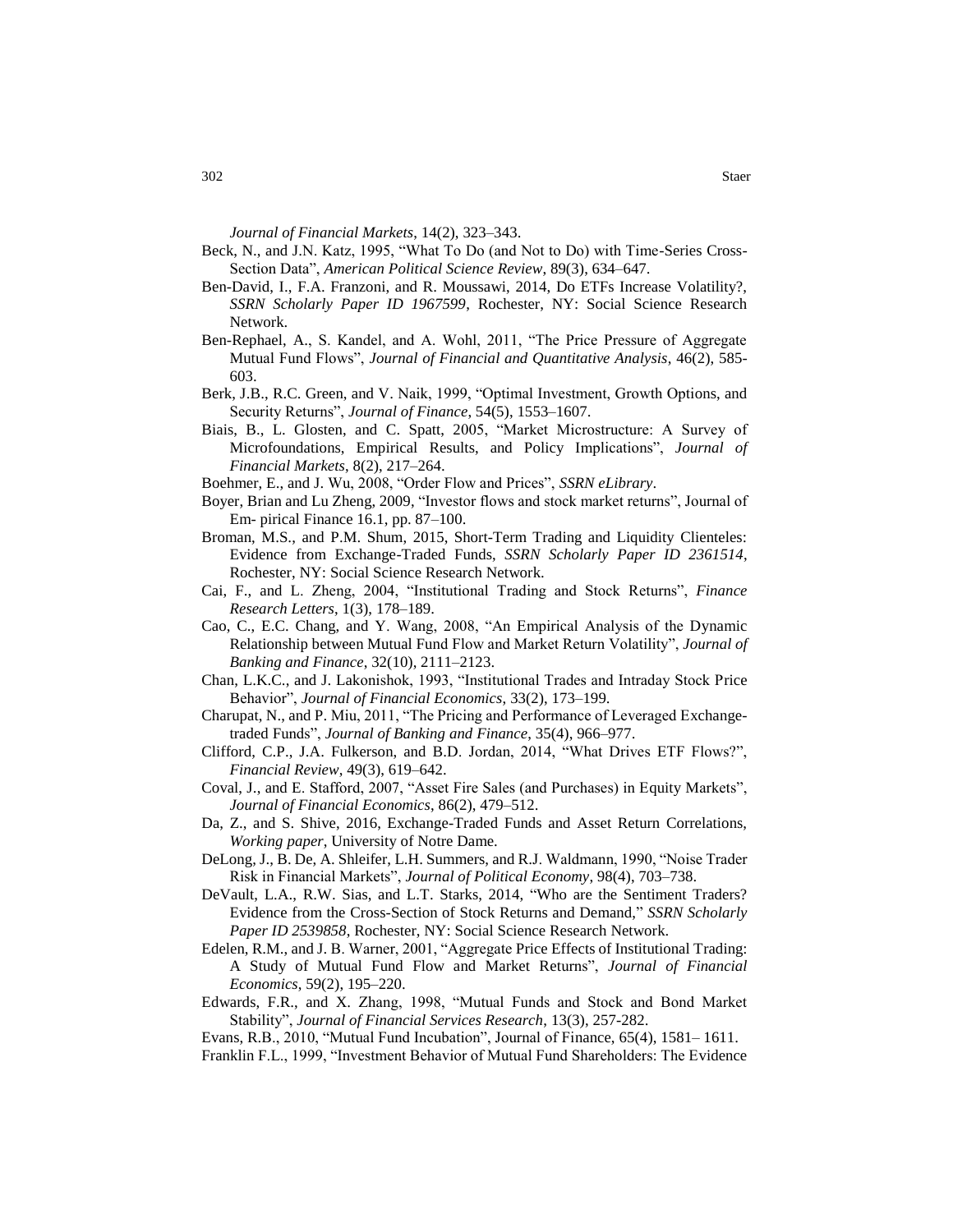*Journal of Financial Markets*, 14(2), 323–343.

Beck, N., and J.N. Katz, 1995, "What To Do (and Not to Do) with Time-Series Cross-Section Data", *American Political Science Review*, 89(3), 634–647.

Ben-David, I., F.A. Franzoni, and R. Moussawi, 2014, Do ETFs Increase Volatility?, *SSRN Scholarly Paper ID 1967599*, Rochester, NY: Social Science Research Network.

Ben-Rephael, A., S. Kandel, and A. Wohl, 2011, "The Price Pressure of Aggregate Mutual Fund Flows", *Journal of Financial and Quantitative Analysis*, 46(2), 585-603.

Berk, J.B., R.C. Green, and V. Naik, 1999, "Optimal Investment, Growth Options, and Security Returns", *Journal of Finance*, 54(5), 1553–1607.

Biais, B., L. Glosten, and C. Spatt, 2005, "Market Microstructure: A Survey of Microfoundations, Empirical Results, and Policy Implications", *Journal of Financial Markets*, 8(2), 217–264.

Boehmer, E., and J. Wu, 2008, "Order Flow and Prices", *SSRN eLibrary*.

Boyer, Brian and Lu Zheng, 2009, "Investor flows and stock market returns", Journal of Em- pirical Finance 16.1, pp. 87–100.

Broman, M.S., and P.M. Shum, 2015, Short-Term Trading and Liquidity Clienteles: Evidence from Exchange-Traded Funds, *SSRN Scholarly Paper ID 2361514*, Rochester, NY: Social Science Research Network.

Cai, F., and L. Zheng, 2004, "Institutional Trading and Stock Returns", *Finance Research Letters*, 1(3), 178–189.

Cao, C., E.C. Chang, and Y. Wang, 2008, "An Empirical Analysis of the Dynamic Relationship between Mutual Fund Flow and Market Return Volatility", *Journal of Banking and Finance*, 32(10), 2111–2123.

Chan, L.K.C., and J. Lakonishok, 1993, "Institutional Trades and Intraday Stock Price Behavior", *Journal of Financial Economics*, 33(2), 173–199.

Charupat, N., and P. Miu, 2011, "The Pricing and Performance of Leveraged Exchange-traded Funds", *Journal of Banking and Finance*, 35(4), 966–977.

Clifford, C.P., J.A. Fulkerson, and B.D. Jordan, 2014, "What Drives ETF Flows?", *Financial Review*, 49(3), 619–642.

Coval, J., and E. Stafford, 2007, "Asset Fire Sales (and Purchases) in Equity Markets", *Journal of Financial Economics*, 86(2), 479–512.

Da, Z., and S. Shive, 2016, Exchange-Traded Funds and Asset Return Correlations, *Working paper*, University of Notre Dame.

DeLong, J., B. De, A. Shleifer, L.H. Summers, and R.J. Waldmann, 1990, "Noise Trader Risk in Financial Markets", *Journal of Political Economy*, 98(4), 703–738.

DeVault, L.A., R.W. Sias, and L.T. Starks, 2014, "Who are the Sentiment Traders? Evidence from the Cross-Section of Stock Returns and Demand," *SSRN Scholarly Paper ID 2539858*, Rochester, NY: Social Science Research Network.

Edelen, R.M., and J. B. Warner, 2001, "Aggregate Price Effects of Institutional Trading: A Study of Mutual Fund Flow and Market Returns", *Journal of Financial Economics*, 59(2), 195–220.

Edwards, F.R., and X. Zhang, 1998, "Mutual Funds and Stock and Bond Market Stability", *Journal of Financial Services Research*, 13(3), 257-282.

Evans, R.B., 2010, "Mutual Fund Incubation", Journal of Finance, 65(4), 1581– 1611.

Franklin F.L., 1999, "Investment Behavior of Mutual Fund Shareholders: The Evidence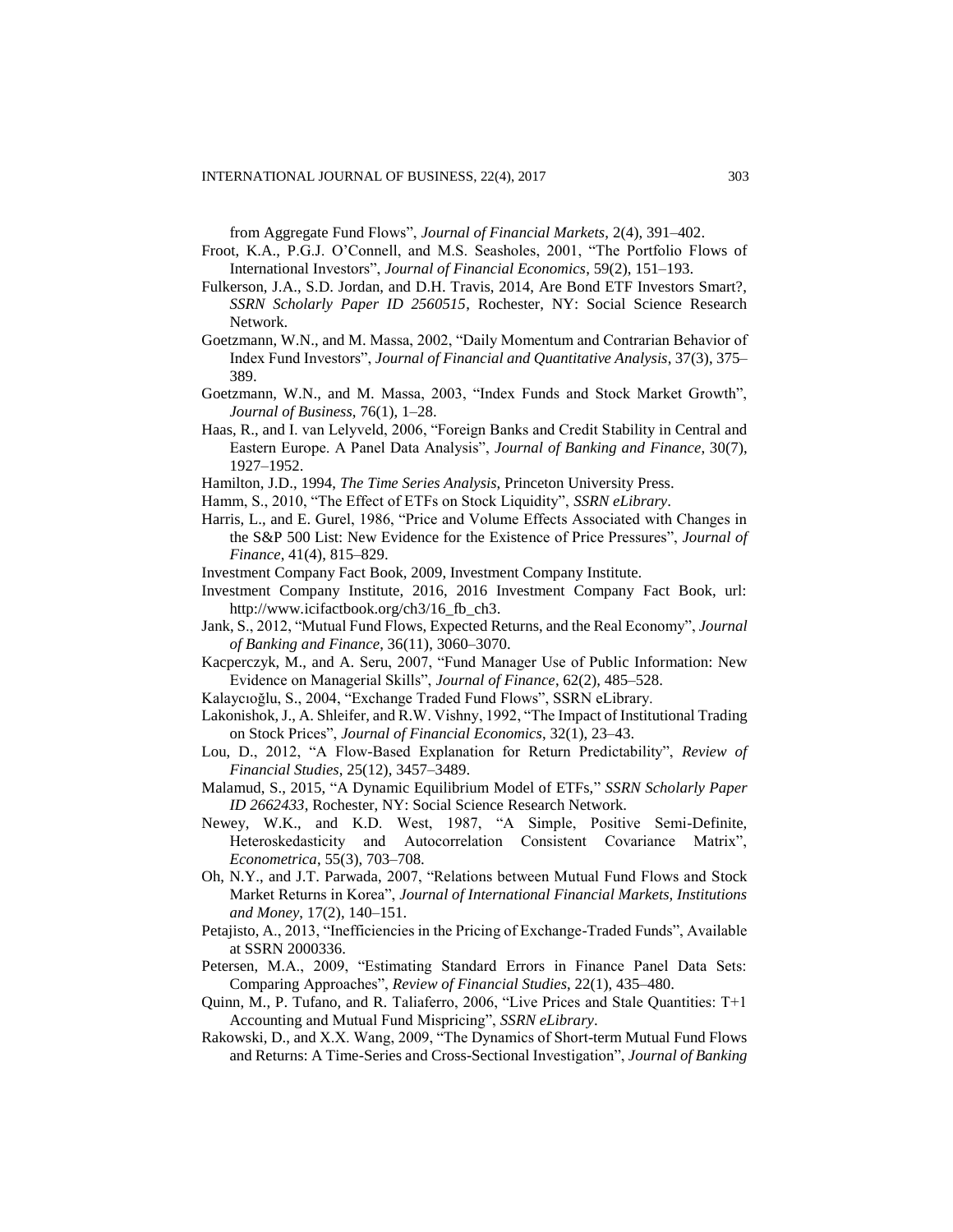from Aggregate Fund Flows", *Journal of Financial Markets*, 2(4), 391–402.

Froot, K.A., P.G.J. O'Connell, and M.S. Seasholes, 2001, "The Portfolio Flows of International Investors", *Journal of Financial Economics*, 59(2), 151–193.

Fulkerson, J.A., S.D. Jordan, and D.H. Travis, 2014, Are Bond ETF Investors Smart?, *SSRN Scholarly Paper ID 2560515*, Rochester, NY: Social Science Research Network.

Goetzmann, W.N., and M. Massa, 2002, "Daily Momentum and Contrarian Behavior of Index Fund Investors", *Journal of Financial and Quantitative Analysis*, 37(3), 375–389.

Goetzmann, W.N., and M. Massa, 2003, "Index Funds and Stock Market Growth", *Journal of Business*, 76(1), 1–28.

Haas, R., and I. van Lelyveld, 2006, "Foreign Banks and Credit Stability in Central and Eastern Europe. A Panel Data Analysis", *Journal of Banking and Finance*, 30(7), 1927–1952.

Hamilton, J.D., 1994, *The Time Series Analysis*, Princeton University Press.

Hamm, S., 2010, "The Effect of ETFs on Stock Liquidity", *SSRN eLibrary*.

Harris, L., and E. Gurel, 1986, "Price and Volume Effects Associated with Changes in the S&P 500 List: New Evidence for the Existence of Price Pressures", *Journal of Finance*, 41(4), 815–829.

Investment Company Fact Book, 2009, Investment Company Institute.

Investment Company Institute, 2016, 2016 Investment Company Fact Book, url: http://www.icifactbook.org/ch3/16_fb_ch3.

Jank, S., 2012, "Mutual Fund Flows, Expected Returns, and the Real Economy", *Journal of Banking and Finance*, 36(11), 3060–3070.

Kacperczyk, M., and A. Seru, 2007, "Fund Manager Use of Public Information: New Evidence on Managerial Skills", *Journal of Finance*, 62(2), 485–528.

Kalaycıoğlu, S., 2004, "Exchange Traded Fund Flows", SSRN eLibrary.

Lakonishok, J., A. Shleifer, and R.W. Vishny, 1992, "The Impact of Institutional Trading on Stock Prices", *Journal of Financial Economics*, 32(1), 23–43.

Lou, D., 2012, "A Flow-Based Explanation for Return Predictability", *Review of Financial Studies*, 25(12), 3457–3489.

Malamud, S., 2015, "A Dynamic Equilibrium Model of ETFs," *SSRN Scholarly Paper ID 2662433*, Rochester, NY: Social Science Research Network.

Newey, W.K., and K.D. West, 1987, "A Simple, Positive Semi-Definite, Heteroskedasticity and Autocorrelation Consistent Covariance Matrix", *Econometrica*, 55(3), 703–708.

Oh, N.Y., and J.T. Parwada, 2007, "Relations between Mutual Fund Flows and Stock Market Returns in Korea", *Journal of International Financial Markets, Institutions and Money*, 17(2), 140–151.

Petajisto, A., 2013, "Inefficiencies in the Pricing of Exchange-Traded Funds", Available at SSRN 2000336.

Petersen, M.A., 2009, "Estimating Standard Errors in Finance Panel Data Sets: Comparing Approaches", *Review of Financial Studies*, 22(1), 435–480.

Quinn, M., P. Tufano, and R. Taliaferro, 2006, "Live Prices and Stale Quantities: T+1 Accounting and Mutual Fund Mispricing", *SSRN eLibrary*.

Rakowski, D., and X.X. Wang, 2009, "The Dynamics of Short-term Mutual Fund Flows and Returns: A Time-Series and Cross-Sectional Investigation", *Journal of Banking*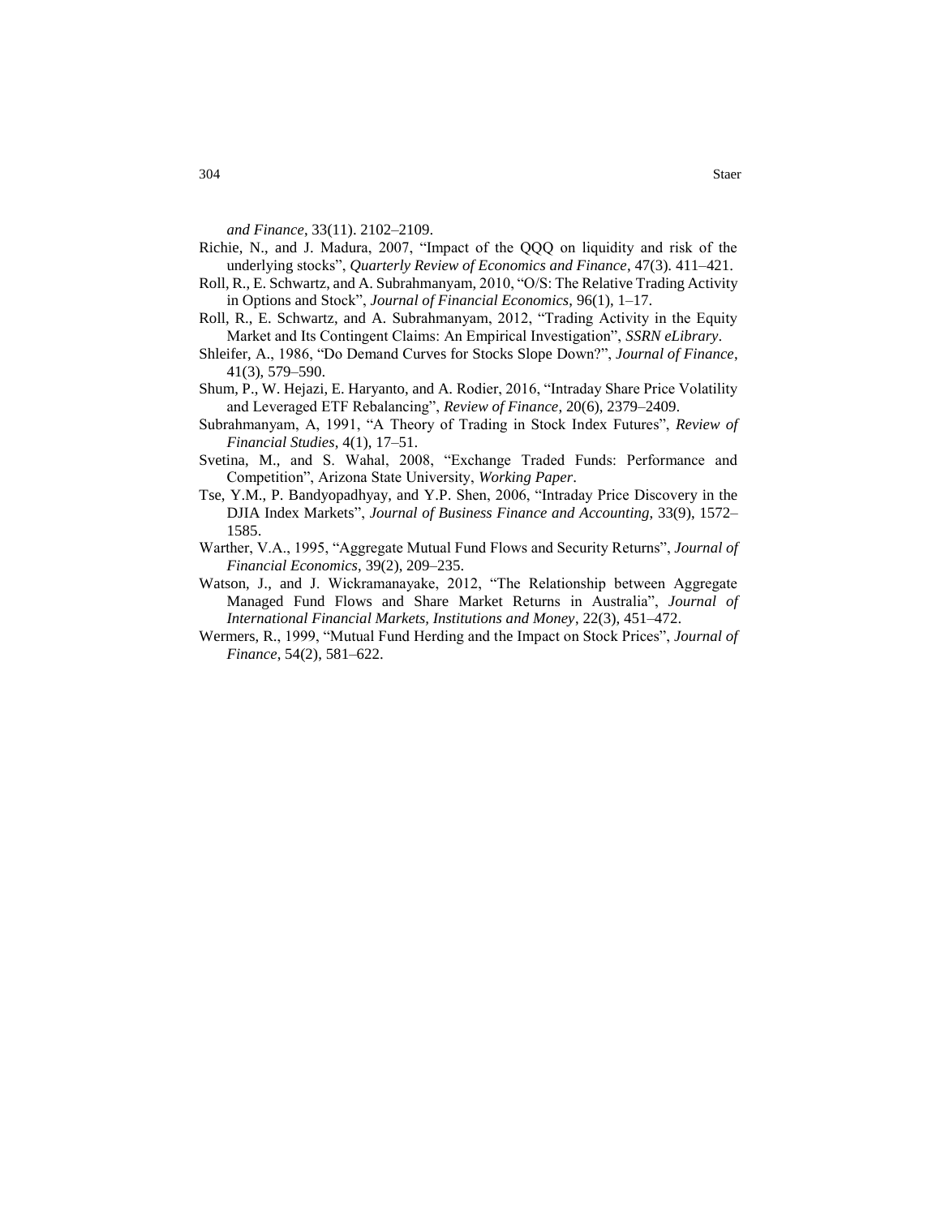*and Finance*, 33(11). 2102–2109.

Richie, N., and J. Madura, 2007, "Impact of the QQQ on liquidity and risk of the underlying stocks", *Quarterly Review of Economics and Finance*, 47(3). 411–421.

Roll, R., E. Schwartz, and A. Subrahmanyam, 2010, "O/S: The Relative Trading Activity in Options and Stock", *Journal of Financial Economics*, 96(1), 1–17.

Roll, R., E. Schwartz, and A. Subrahmanyam, 2012, "Trading Activity in the Equity Market and Its Contingent Claims: An Empirical Investigation", *SSRN eLibrary*.

Shleifer, A., 1986, "Do Demand Curves for Stocks Slope Down?", *Journal of Finance*, 41(3), 579–590.

Shum, P., W. Hejazi, E. Haryanto, and A. Rodier, 2016, "Intraday Share Price Volatility and Leveraged ETF Rebalancing", *Review of Finance*, 20(6), 2379–2409.

Subrahmanyam, A, 1991, "A Theory of Trading in Stock Index Futures", *Review of Financial Studies*, 4(1), 17–51.

Svetina, M., and S. Wahal, 2008, "Exchange Traded Funds: Performance and Competition", Arizona State University, *Working Paper*.

Tse, Y.M., P. Bandyopadhyay, and Y.P. Shen, 2006, "Intraday Price Discovery in the DJIA Index Markets", *Journal of Business Finance and Accounting*, 33(9), 1572–1585.

Warther, V.A., 1995, "Aggregate Mutual Fund Flows and Security Returns", *Journal of Financial Economics*, 39(2), 209–235.

Watson, J., and J. Wickramanayake, 2012, "The Relationship between Aggregate Managed Fund Flows and Share Market Returns in Australia", *Journal of International Financial Markets, Institutions and Money*, 22(3), 451–472.

Wermers, R., 1999, "Mutual Fund Herding and the Impact on Stock Prices", *Journal of Finance*, 54(2), 581–622.